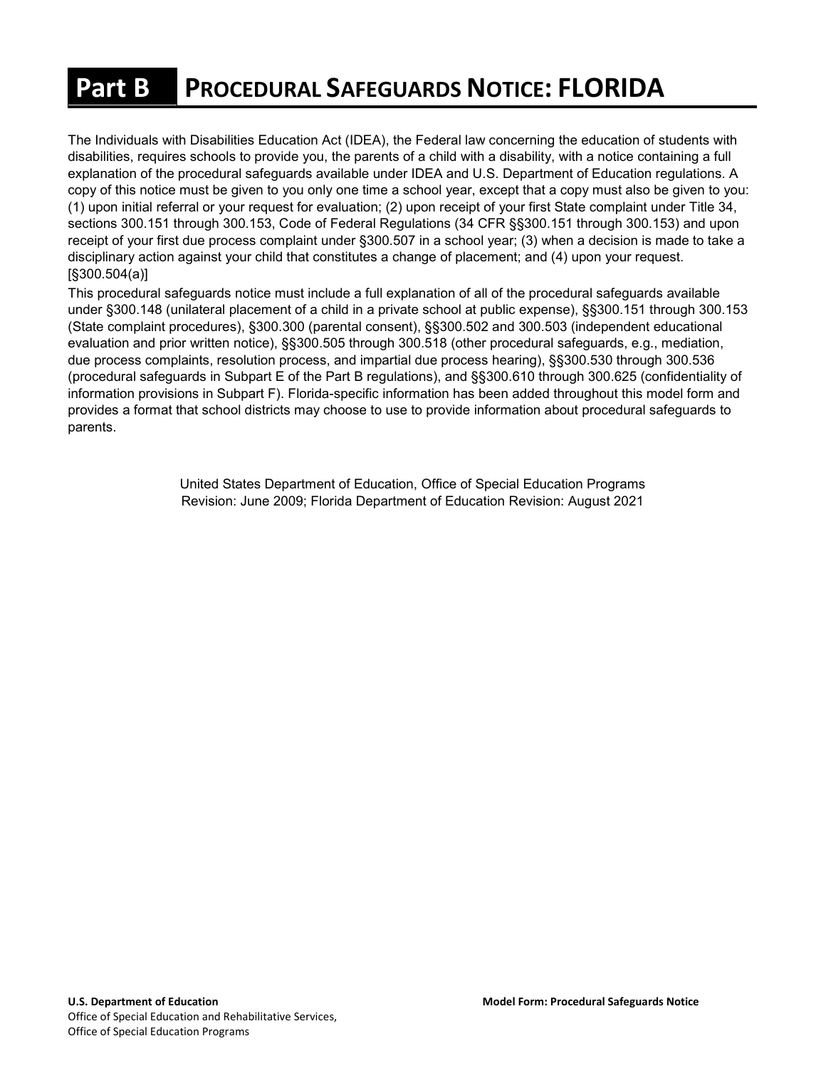# Part B PROCEDURAL SAFEGUARDS NOTICE: FLORIDA

The Individuals with Disabilities Education Act (IDEA), the Federal law concerning the education of students with disabilities, requires schools to provide you, the parents of a child with a disability, with a notice containing a full explanation of the procedural safeguards available under IDEA and U.S. Department of Education regulations. A copy of this notice must be given to you only one time a school year, except that a copy must also be given to you: (1) upon initial referral or your request for evaluation; (2) upon receipt of your first State complaint under Title 34, sections 300.151 through 300.153, Code of Federal Regulations (34 CFR §§300.151 through 300.153) and upon receipt of your first due process complaint under §300.507 in a school year; (3) when a decision is made to take a disciplinary action against your child that constitutes a change of placement; and (4) upon your request. [§300.504(a)]

This procedural safeguards notice must include a full explanation of all of the procedural safeguards available under §300.148 (unilateral placement of a child in a private school at public expense), §§300.151 through 300.153 (State complaint procedures), §300.300 (parental consent), §§300.502 and 300.503 (independent educational evaluation and prior written notice), §§300.505 through 300.518 (other procedural safeguards, e.g., mediation, due process complaints, resolution process, and impartial due process hearing), §§300.530 through 300.536 (procedural safeguards in Subpart E of the Part B regulations), and §§300.610 through 300.625 (confidentiality of information provisions in Subpart F). Florida-specific information has been added throughout this model form and provides a format that school districts may choose to use to provide information about procedural safeguards to parents.

United States Department of Education, Office of Special Education Programs
Revision: June 2009; Florida Department of Education Revision: August 2021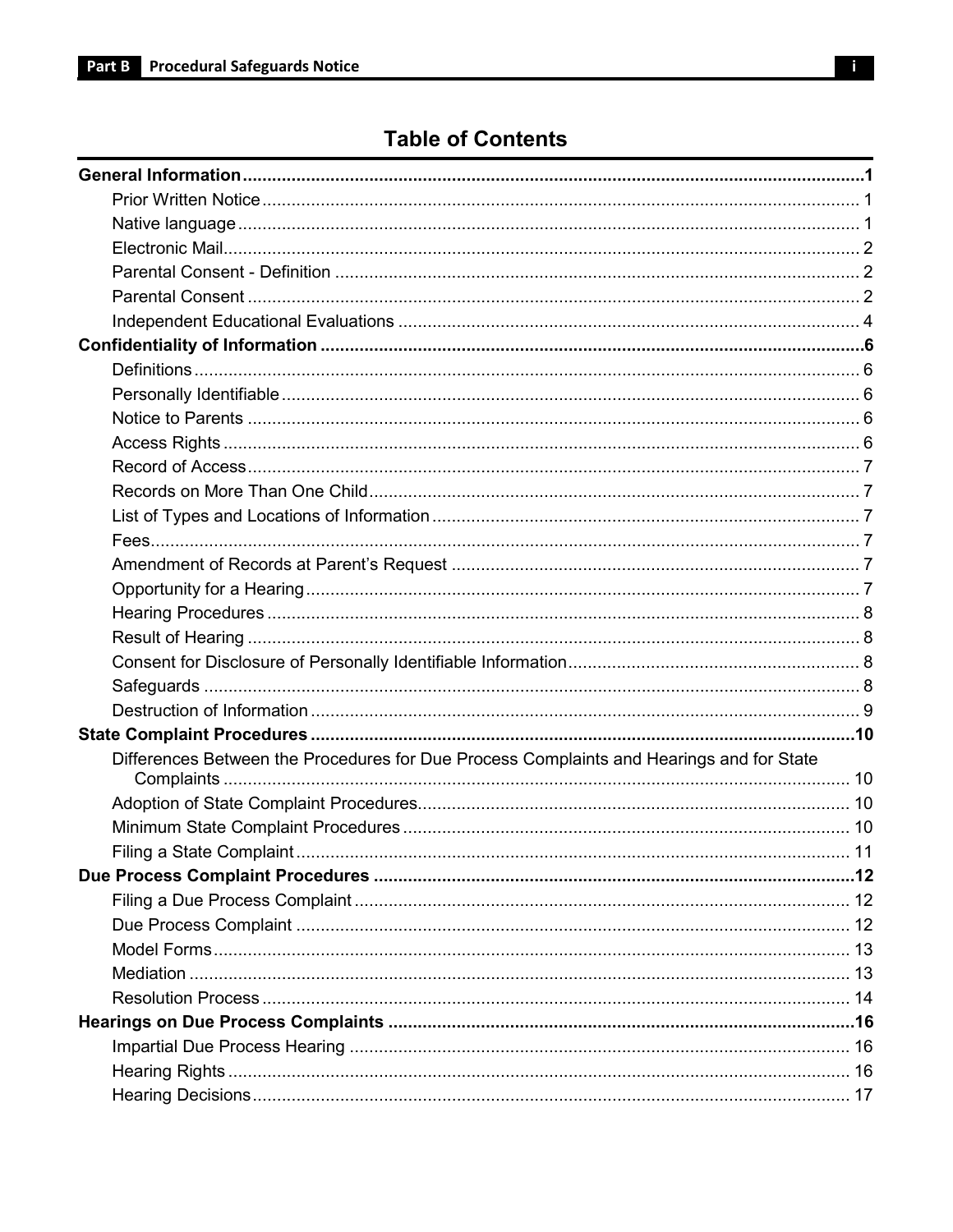# Table of Contents

**General Information** .......... **1**
- Prior Written Notice .......... 1
- Native language .......... 1
- Electronic Mail .......... 2
- Parental Consent - Definition .......... 2
- Parental Consent .......... 2
- Independent Educational Evaluations .......... 4

**Confidentiality of Information** .......... **6**
- Definitions .......... 6
- Personally Identifiable .......... 6
- Notice to Parents .......... 6
- Access Rights .......... 6
- Record of Access .......... 7
- Records on More Than One Child .......... 7
- List of Types and Locations of Information .......... 7
- Fees .......... 7
- Amendment of Records at Parent's Request .......... 7
- Opportunity for a Hearing .......... 7
- Hearing Procedures .......... 8
- Result of Hearing .......... 8
- Consent for Disclosure of Personally Identifiable Information .......... 8
- Safeguards .......... 8
- Destruction of Information .......... 9

**State Complaint Procedures** .......... **10**
- Differences Between the Procedures for Due Process Complaints and Hearings and for State Complaints .......... 10
- Adoption of State Complaint Procedures .......... 10
- Minimum State Complaint Procedures .......... 10
- Filing a State Complaint .......... 11

**Due Process Complaint Procedures** .......... **12**
- Filing a Due Process Complaint .......... 12
- Due Process Complaint .......... 12
- Model Forms .......... 13
- Mediation .......... 13
- Resolution Process .......... 14

**Hearings on Due Process Complaints** .......... **16**
- Impartial Due Process Hearing .......... 16
- Hearing Rights .......... 16
- Hearing Decisions .......... 17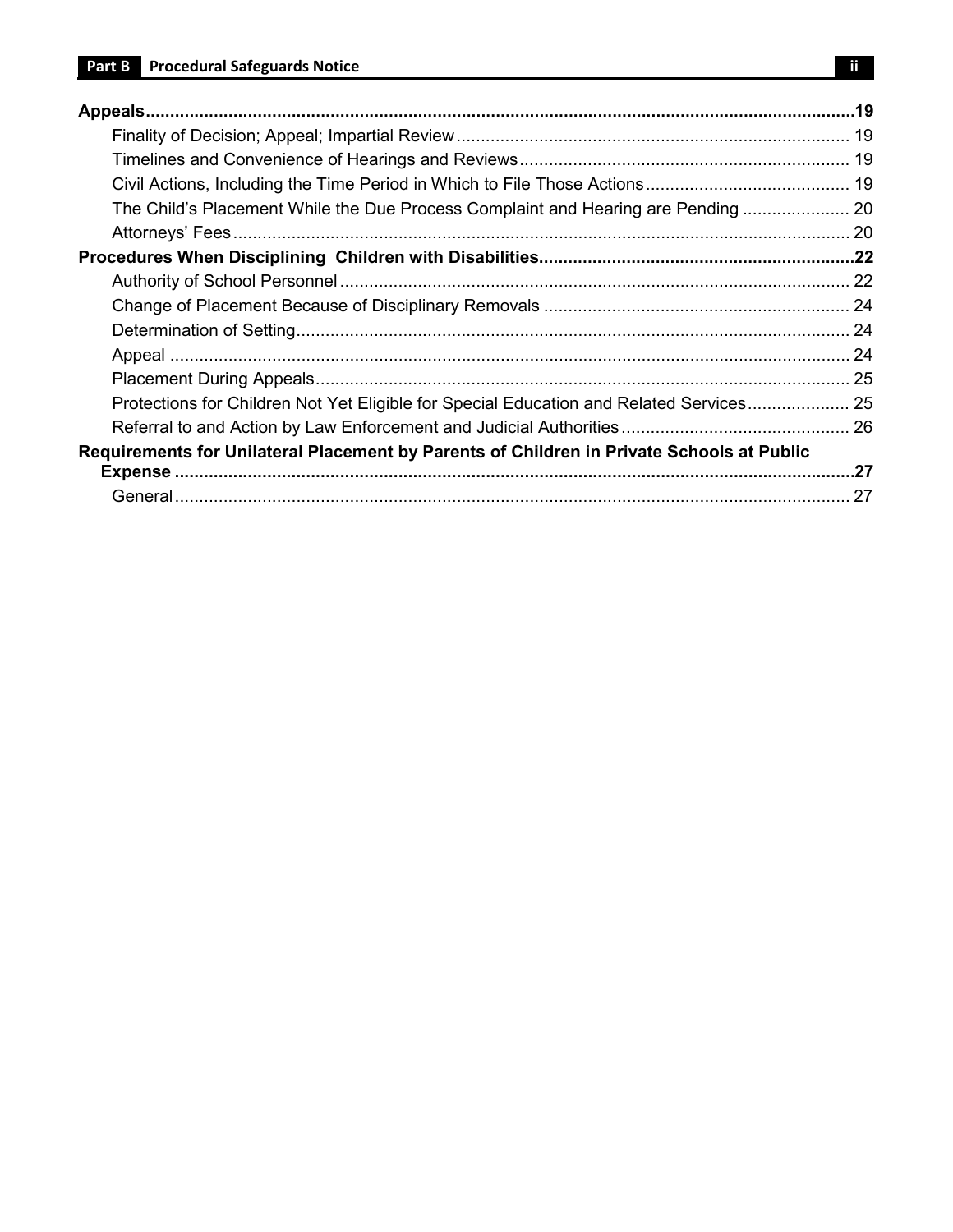**Appeals** ....................................................................................................................................... **19**

- Finality of Decision; Appeal; Impartial Review ................................................................................ 19
- Timelines and Convenience of Hearings and Reviews .................................................................... 19
- Civil Actions, Including the Time Period in Which to File Those Actions .......................................... 19
- The Child's Placement While the Due Process Complaint and Hearing are Pending ...................... 20
- Attorneys' Fees ................................................................................................................................ 20

**Procedures When Disciplining Children with Disabilities** ................................................................. **22**

- Authority of School Personnel ......................................................................................................... 22
- Change of Placement Because of Disciplinary Removals ............................................................... 24
- Determination of Setting .................................................................................................................. 24
- Appeal ............................................................................................................................................. 24
- Placement During Appeals .............................................................................................................. 25
- Protections for Children Not Yet Eligible for Special Education and Related Services ..................... 25
- Referral to and Action by Law Enforcement and Judicial Authorities ............................................... 26

**Requirements for Unilateral Placement by Parents of Children in Private Schools at Public Expense** .......................................................................................................................................... **27**

- General ............................................................................................................................................ 27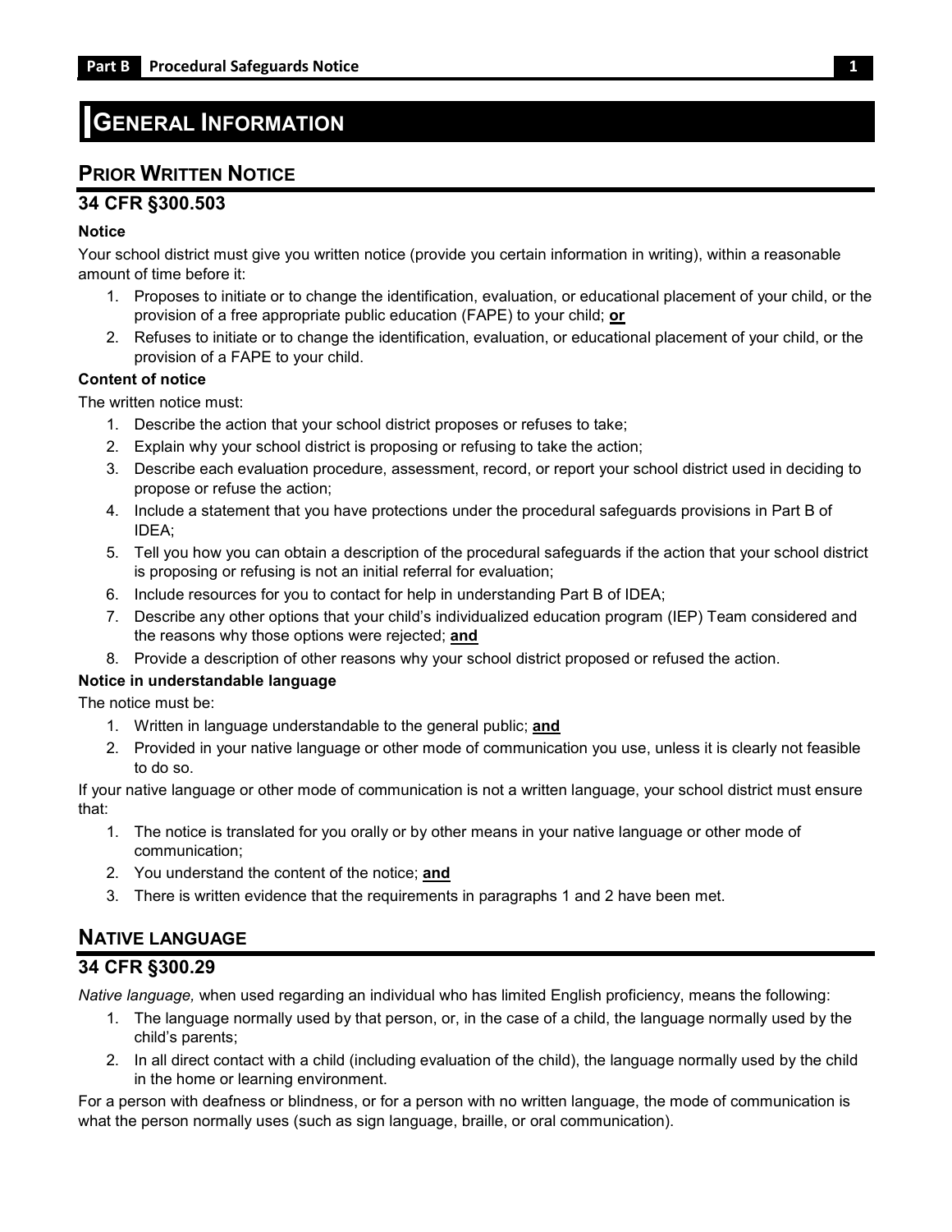# GENERAL INFORMATION

## PRIOR WRITTEN NOTICE

### 34 CFR §300.503

**Notice**

Your school district must give you written notice (provide you certain information in writing), within a reasonable amount of time before it:

1. Proposes to initiate or to change the identification, evaluation, or educational placement of your child, or the provision of a free appropriate public education (FAPE) to your child; **or**
2. Refuses to initiate or to change the identification, evaluation, or educational placement of your child, or the provision of a FAPE to your child.

**Content of notice**

The written notice must:

1. Describe the action that your school district proposes or refuses to take;
2. Explain why your school district is proposing or refusing to take the action;
3. Describe each evaluation procedure, assessment, record, or report your school district used in deciding to propose or refuse the action;
4. Include a statement that you have protections under the procedural safeguards provisions in Part B of IDEA;
5. Tell you how you can obtain a description of the procedural safeguards if the action that your school district is proposing or refusing is not an initial referral for evaluation;
6. Include resources for you to contact for help in understanding Part B of IDEA;
7. Describe any other options that your child's individualized education program (IEP) Team considered and the reasons why those options were rejected; **and**
8. Provide a description of other reasons why your school district proposed or refused the action.

**Notice in understandable language**

The notice must be:

1. Written in language understandable to the general public; **and**
2. Provided in your native language or other mode of communication you use, unless it is clearly not feasible to do so.

If your native language or other mode of communication is not a written language, your school district must ensure that:

1. The notice is translated for you orally or by other means in your native language or other mode of communication;
2. You understand the content of the notice; **and**
3. There is written evidence that the requirements in paragraphs 1 and 2 have been met.

## NATIVE LANGUAGE

### 34 CFR §300.29

*Native language,* when used regarding an individual who has limited English proficiency, means the following:

1. The language normally used by that person, or, in the case of a child, the language normally used by the child's parents;
2. In all direct contact with a child (including evaluation of the child), the language normally used by the child in the home or learning environment.

For a person with deafness or blindness, or for a person with no written language, the mode of communication is what the person normally uses (such as sign language, braille, or oral communication).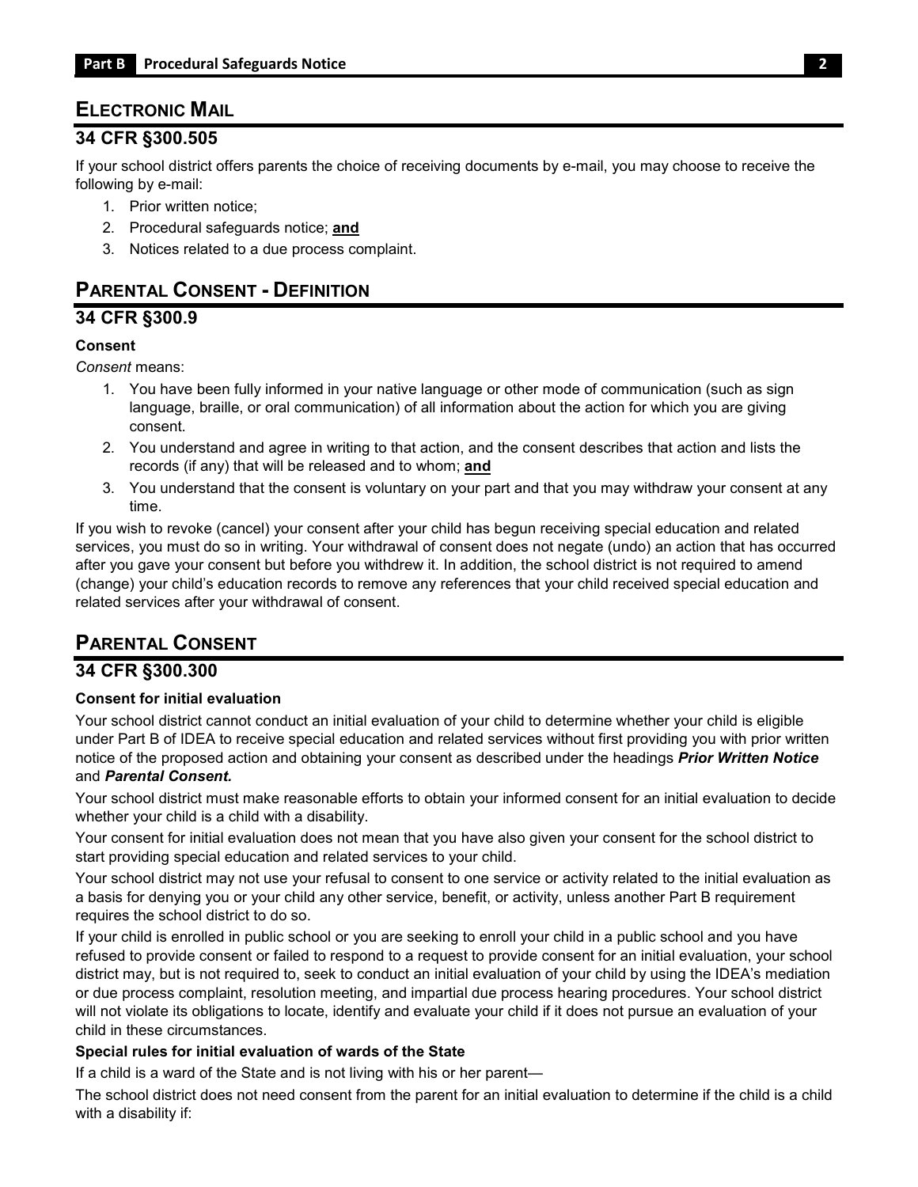## ELECTRONIC MAIL

### 34 CFR §300.505

If your school district offers parents the choice of receiving documents by e-mail, you may choose to receive the following by e-mail:

1. Prior written notice;
2. Procedural safeguards notice; **and**
3. Notices related to a due process complaint.

## PARENTAL CONSENT - DEFINITION

### 34 CFR §300.9

**Consent**

*Consent* means:

1. You have been fully informed in your native language or other mode of communication (such as sign language, braille, or oral communication) of all information about the action for which you are giving consent.
2. You understand and agree in writing to that action, and the consent describes that action and lists the records (if any) that will be released and to whom; **and**
3. You understand that the consent is voluntary on your part and that you may withdraw your consent at any time.

If you wish to revoke (cancel) your consent after your child has begun receiving special education and related services, you must do so in writing. Your withdrawal of consent does not negate (undo) an action that has occurred after you gave your consent but before you withdrew it. In addition, the school district is not required to amend (change) your child's education records to remove any references that your child received special education and related services after your withdrawal of consent.

## PARENTAL CONSENT

### 34 CFR §300.300

**Consent for initial evaluation**

Your school district cannot conduct an initial evaluation of your child to determine whether your child is eligible under Part B of IDEA to receive special education and related services without first providing you with prior written notice of the proposed action and obtaining your consent as described under the headings ***Prior Written Notice*** and ***Parental Consent.***

Your school district must make reasonable efforts to obtain your informed consent for an initial evaluation to decide whether your child is a child with a disability.

Your consent for initial evaluation does not mean that you have also given your consent for the school district to start providing special education and related services to your child.

Your school district may not use your refusal to consent to one service or activity related to the initial evaluation as a basis for denying you or your child any other service, benefit, or activity, unless another Part B requirement requires the school district to do so.

If your child is enrolled in public school or you are seeking to enroll your child in a public school and you have refused to provide consent or failed to respond to a request to provide consent for an initial evaluation, your school district may, but is not required to, seek to conduct an initial evaluation of your child by using the IDEA's mediation or due process complaint, resolution meeting, and impartial due process hearing procedures. Your school district will not violate its obligations to locate, identify and evaluate your child if it does not pursue an evaluation of your child in these circumstances.

**Special rules for initial evaluation of wards of the State**

If a child is a ward of the State and is not living with his or her parent—

The school district does not need consent from the parent for an initial evaluation to determine if the child is a child with a disability if: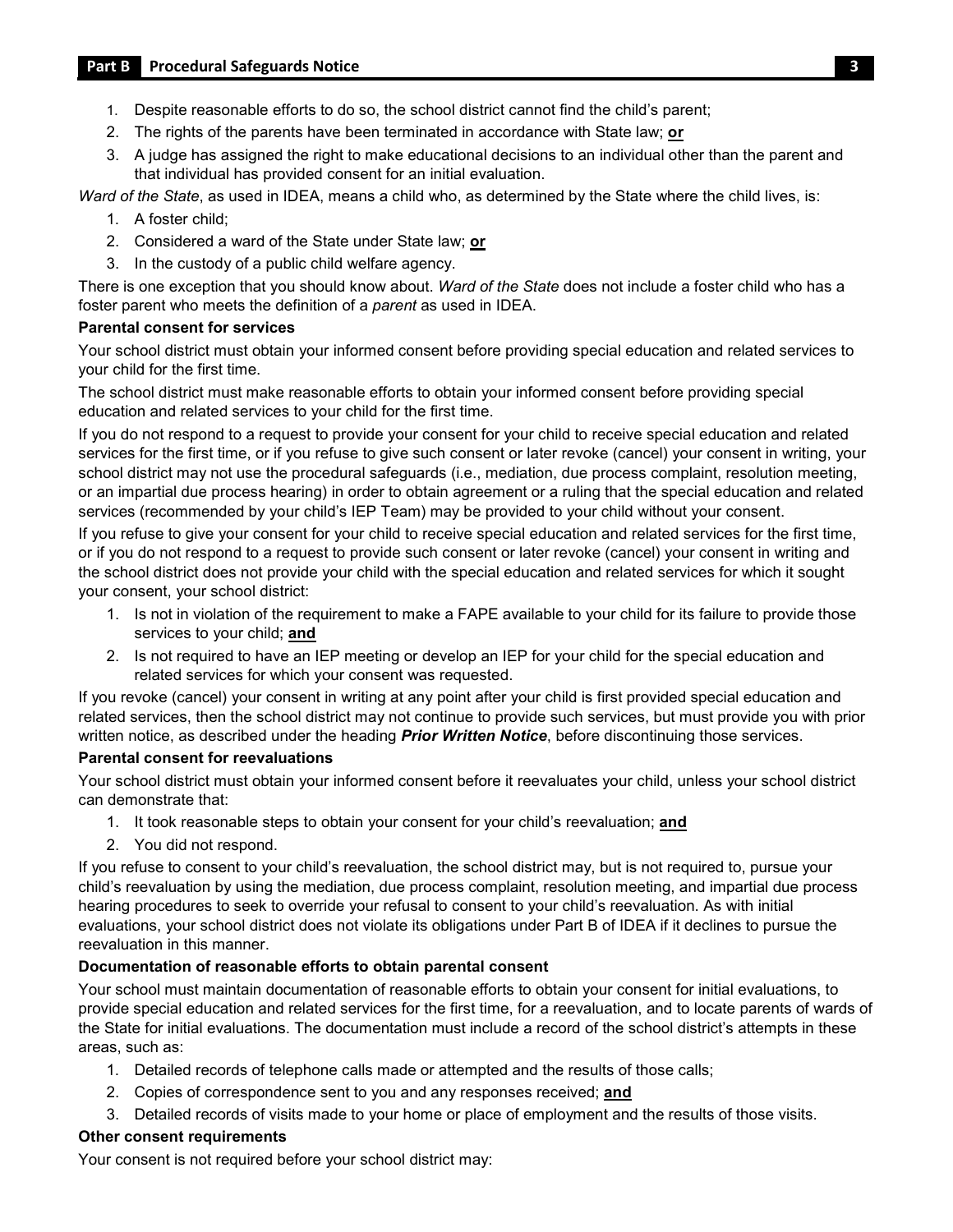1. Despite reasonable efforts to do so, the school district cannot find the child's parent;
2. The rights of the parents have been terminated in accordance with State law; **or**
3. A judge has assigned the right to make educational decisions to an individual other than the parent and that individual has provided consent for an initial evaluation.

*Ward of the State*, as used in IDEA, means a child who, as determined by the State where the child lives, is:

1. A foster child;
2. Considered a ward of the State under State law; **or**
3. In the custody of a public child welfare agency.

There is one exception that you should know about. *Ward of the State* does not include a foster child who has a foster parent who meets the definition of a *parent* as used in IDEA.

**Parental consent for services**

Your school district must obtain your informed consent before providing special education and related services to your child for the first time.

The school district must make reasonable efforts to obtain your informed consent before providing special education and related services to your child for the first time.

If you do not respond to a request to provide your consent for your child to receive special education and related services for the first time, or if you refuse to give such consent or later revoke (cancel) your consent in writing, your school district may not use the procedural safeguards (i.e., mediation, due process complaint, resolution meeting, or an impartial due process hearing) in order to obtain agreement or a ruling that the special education and related services (recommended by your child's IEP Team) may be provided to your child without your consent.

If you refuse to give your consent for your child to receive special education and related services for the first time, or if you do not respond to a request to provide such consent or later revoke (cancel) your consent in writing and the school district does not provide your child with the special education and related services for which it sought your consent, your school district:

1. Is not in violation of the requirement to make a FAPE available to your child for its failure to provide those services to your child; **and**
2. Is not required to have an IEP meeting or develop an IEP for your child for the special education and related services for which your consent was requested.

If you revoke (cancel) your consent in writing at any point after your child is first provided special education and related services, then the school district may not continue to provide such services, but must provide you with prior written notice, as described under the heading ***Prior Written Notice***, before discontinuing those services.

**Parental consent for reevaluations**

Your school district must obtain your informed consent before it reevaluates your child, unless your school district can demonstrate that:

1. It took reasonable steps to obtain your consent for your child's reevaluation; **and**
2. You did not respond.

If you refuse to consent to your child's reevaluation, the school district may, but is not required to, pursue your child's reevaluation by using the mediation, due process complaint, resolution meeting, and impartial due process hearing procedures to seek to override your refusal to consent to your child's reevaluation. As with initial evaluations, your school district does not violate its obligations under Part B of IDEA if it declines to pursue the reevaluation in this manner.

**Documentation of reasonable efforts to obtain parental consent**

Your school must maintain documentation of reasonable efforts to obtain your consent for initial evaluations, to provide special education and related services for the first time, for a reevaluation, and to locate parents of wards of the State for initial evaluations. The documentation must include a record of the school district's attempts in these areas, such as:

1. Detailed records of telephone calls made or attempted and the results of those calls;
2. Copies of correspondence sent to you and any responses received; **and**
3. Detailed records of visits made to your home or place of employment and the results of those visits.

**Other consent requirements**

Your consent is not required before your school district may: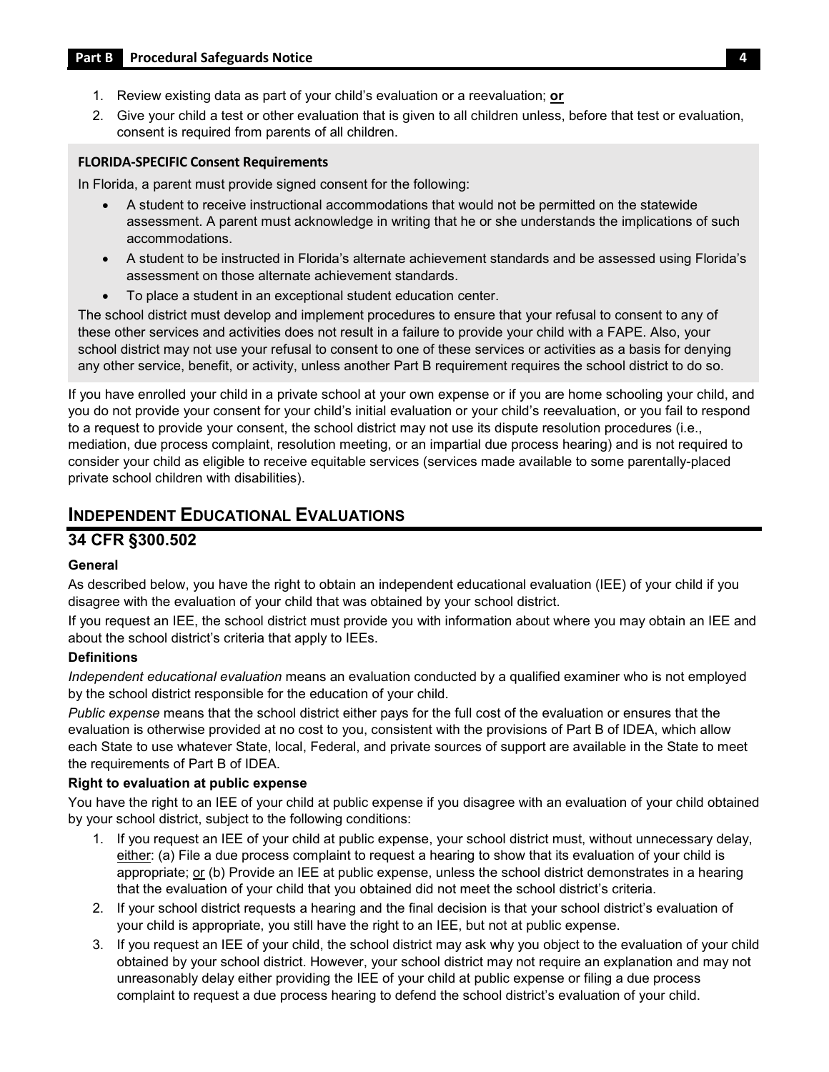1. Review existing data as part of your child's evaluation or a reevaluation; **or**
2. Give your child a test or other evaluation that is given to all children unless, before that test or evaluation, consent is required from parents of all children.

**FLORIDA-SPECIFIC Consent Requirements**

In Florida, a parent must provide signed consent for the following:

- A student to receive instructional accommodations that would not be permitted on the statewide assessment. A parent must acknowledge in writing that he or she understands the implications of such accommodations.
- A student to be instructed in Florida's alternate achievement standards and be assessed using Florida's assessment on those alternate achievement standards.
- To place a student in an exceptional student education center.

The school district must develop and implement procedures to ensure that your refusal to consent to any of these other services and activities does not result in a failure to provide your child with a FAPE. Also, your school district may not use your refusal to consent to one of these services or activities as a basis for denying any other service, benefit, or activity, unless another Part B requirement requires the school district to do so.

If you have enrolled your child in a private school at your own expense or if you are home schooling your child, and you do not provide your consent for your child's initial evaluation or your child's reevaluation, or you fail to respond to a request to provide your consent, the school district may not use its dispute resolution procedures (i.e., mediation, due process complaint, resolution meeting, or an impartial due process hearing) and is not required to consider your child as eligible to receive equitable services (services made available to some parentally-placed private school children with disabilities).

## INDEPENDENT EDUCATIONAL EVALUATIONS

## 34 CFR §300.502

**General**

As described below, you have the right to obtain an independent educational evaluation (IEE) of your child if you disagree with the evaluation of your child that was obtained by your school district.

If you request an IEE, the school district must provide you with information about where you may obtain an IEE and about the school district's criteria that apply to IEEs.

**Definitions**

*Independent educational evaluation* means an evaluation conducted by a qualified examiner who is not employed by the school district responsible for the education of your child.

*Public expense* means that the school district either pays for the full cost of the evaluation or ensures that the evaluation is otherwise provided at no cost to you, consistent with the provisions of Part B of IDEA, which allow each State to use whatever State, local, Federal, and private sources of support are available in the State to meet the requirements of Part B of IDEA.

**Right to evaluation at public expense**

You have the right to an IEE of your child at public expense if you disagree with an evaluation of your child obtained by your school district, subject to the following conditions:

1. If you request an IEE of your child at public expense, your school district must, without unnecessary delay, either: (a) File a due process complaint to request a hearing to show that its evaluation of your child is appropriate; or (b) Provide an IEE at public expense, unless the school district demonstrates in a hearing that the evaluation of your child that you obtained did not meet the school district's criteria.
2. If your school district requests a hearing and the final decision is that your school district's evaluation of your child is appropriate, you still have the right to an IEE, but not at public expense.
3. If you request an IEE of your child, the school district may ask why you object to the evaluation of your child obtained by your school district. However, your school district may not require an explanation and may not unreasonably delay either providing the IEE of your child at public expense or filing a due process complaint to request a due process hearing to defend the school district's evaluation of your child.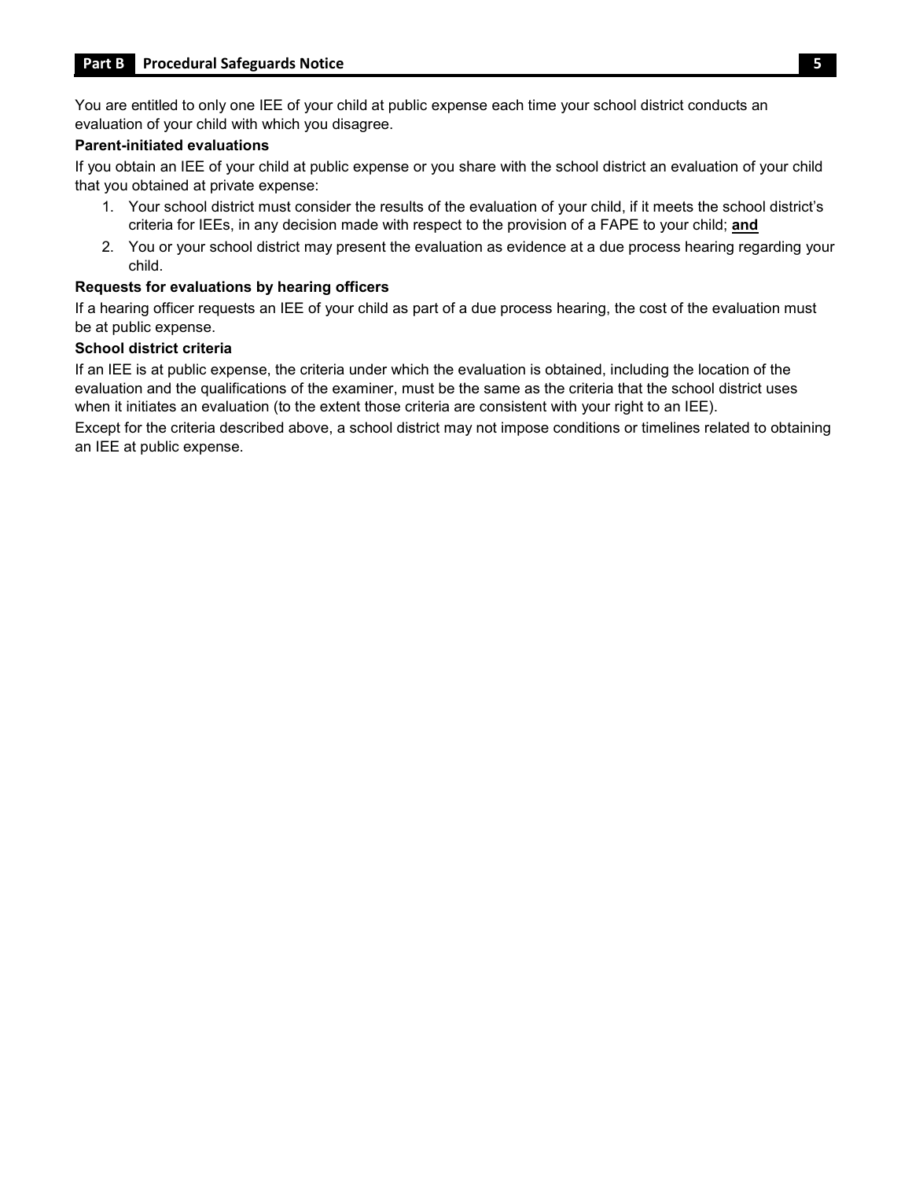You are entitled to only one IEE of your child at public expense each time your school district conducts an evaluation of your child with which you disagree.

**Parent-initiated evaluations**

If you obtain an IEE of your child at public expense or you share with the school district an evaluation of your child that you obtained at private expense:

1. Your school district must consider the results of the evaluation of your child, if it meets the school district's criteria for IEEs, in any decision made with respect to the provision of a FAPE to your child; **and**
2. You or your school district may present the evaluation as evidence at a due process hearing regarding your child.

**Requests for evaluations by hearing officers**

If a hearing officer requests an IEE of your child as part of a due process hearing, the cost of the evaluation must be at public expense.

**School district criteria**

If an IEE is at public expense, the criteria under which the evaluation is obtained, including the location of the evaluation and the qualifications of the examiner, must be the same as the criteria that the school district uses when it initiates an evaluation (to the extent those criteria are consistent with your right to an IEE).

Except for the criteria described above, a school district may not impose conditions or timelines related to obtaining an IEE at public expense.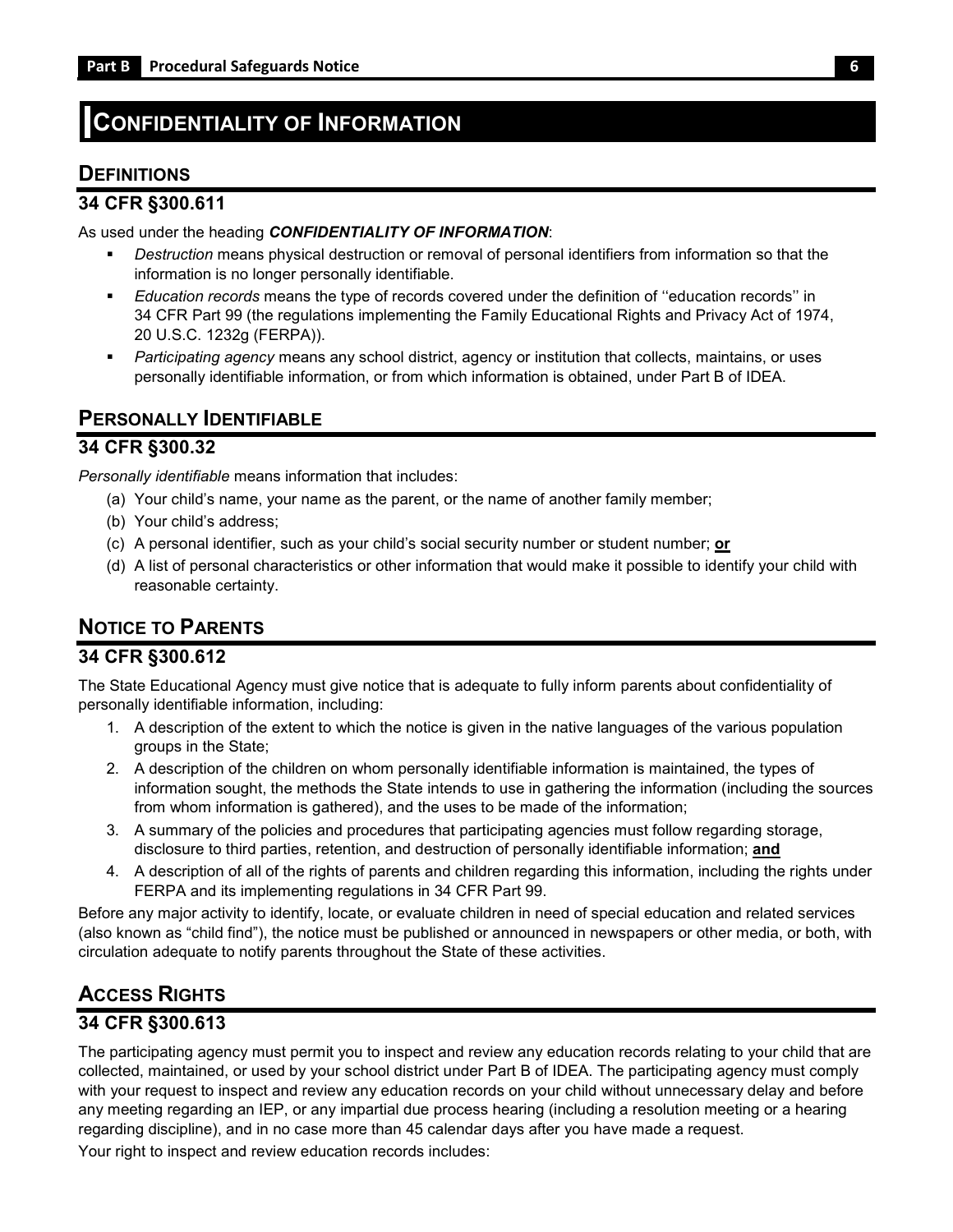# Confidentiality of Information

## Definitions

### 34 CFR §300.611

As used under the heading ***CONFIDENTIALITY OF INFORMATION***:

- *Destruction* means physical destruction or removal of personal identifiers from information so that the information is no longer personally identifiable.
- *Education records* means the type of records covered under the definition of ''education records'' in 34 CFR Part 99 (the regulations implementing the Family Educational Rights and Privacy Act of 1974, 20 U.S.C. 1232g (FERPA)).
- *Participating agency* means any school district, agency or institution that collects, maintains, or uses personally identifiable information, or from which information is obtained, under Part B of IDEA.

## Personally Identifiable

### 34 CFR §300.32

*Personally identifiable* means information that includes:

(a) Your child's name, your name as the parent, or the name of another family member;

(b) Your child's address;

(c) A personal identifier, such as your child's social security number or student number; **or**

(d) A list of personal characteristics or other information that would make it possible to identify your child with reasonable certainty.

## Notice to Parents

### 34 CFR §300.612

The State Educational Agency must give notice that is adequate to fully inform parents about confidentiality of personally identifiable information, including:

1. A description of the extent to which the notice is given in the native languages of the various population groups in the State;
2. A description of the children on whom personally identifiable information is maintained, the types of information sought, the methods the State intends to use in gathering the information (including the sources from whom information is gathered), and the uses to be made of the information;
3. A summary of the policies and procedures that participating agencies must follow regarding storage, disclosure to third parties, retention, and destruction of personally identifiable information; **and**
4. A description of all of the rights of parents and children regarding this information, including the rights under FERPA and its implementing regulations in 34 CFR Part 99.

Before any major activity to identify, locate, or evaluate children in need of special education and related services (also known as "child find"), the notice must be published or announced in newspapers or other media, or both, with circulation adequate to notify parents throughout the State of these activities.

## Access Rights

### 34 CFR §300.613

The participating agency must permit you to inspect and review any education records relating to your child that are collected, maintained, or used by your school district under Part B of IDEA. The participating agency must comply with your request to inspect and review any education records on your child without unnecessary delay and before any meeting regarding an IEP, or any impartial due process hearing (including a resolution meeting or a hearing regarding discipline), and in no case more than 45 calendar days after you have made a request.

Your right to inspect and review education records includes: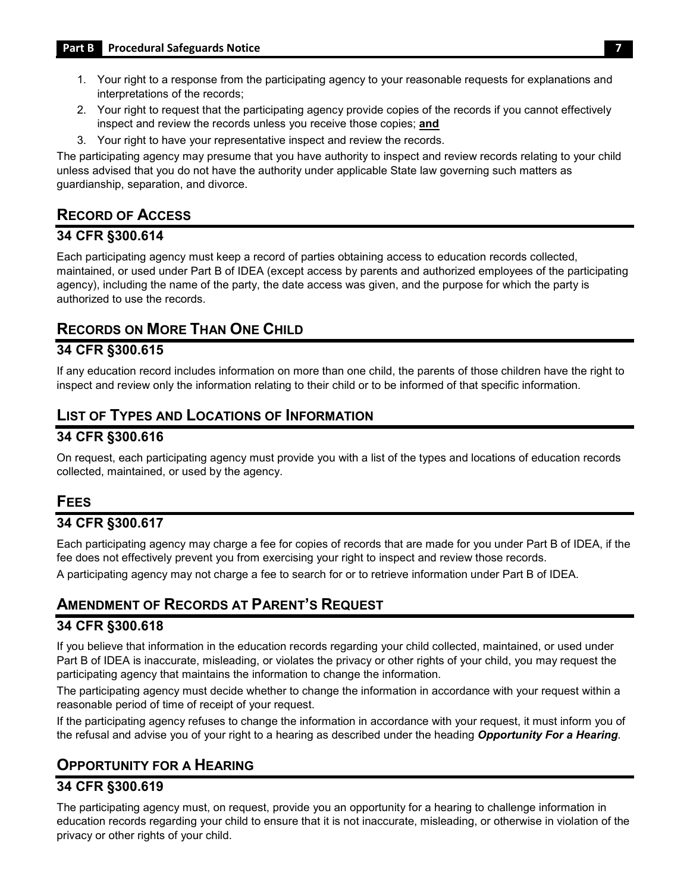1. Your right to a response from the participating agency to your reasonable requests for explanations and interpretations of the records;
2. Your right to request that the participating agency provide copies of the records if you cannot effectively inspect and review the records unless you receive those copies; **and**
3. Your right to have your representative inspect and review the records.

The participating agency may presume that you have authority to inspect and review records relating to your child unless advised that you do not have the authority under applicable State law governing such matters as guardianship, separation, and divorce.

## RECORD OF ACCESS

### 34 CFR §300.614

Each participating agency must keep a record of parties obtaining access to education records collected, maintained, or used under Part B of IDEA (except access by parents and authorized employees of the participating agency), including the name of the party, the date access was given, and the purpose for which the party is authorized to use the records.

## RECORDS ON MORE THAN ONE CHILD

### 34 CFR §300.615

If any education record includes information on more than one child, the parents of those children have the right to inspect and review only the information relating to their child or to be informed of that specific information.

## LIST OF TYPES AND LOCATIONS OF INFORMATION

### 34 CFR §300.616

On request, each participating agency must provide you with a list of the types and locations of education records collected, maintained, or used by the agency.

## FEES

### 34 CFR §300.617

Each participating agency may charge a fee for copies of records that are made for you under Part B of IDEA, if the fee does not effectively prevent you from exercising your right to inspect and review those records.

A participating agency may not charge a fee to search for or to retrieve information under Part B of IDEA.

## AMENDMENT OF RECORDS AT PARENT'S REQUEST

### 34 CFR §300.618

If you believe that information in the education records regarding your child collected, maintained, or used under Part B of IDEA is inaccurate, misleading, or violates the privacy or other rights of your child, you may request the participating agency that maintains the information to change the information.

The participating agency must decide whether to change the information in accordance with your request within a reasonable period of time of receipt of your request.

If the participating agency refuses to change the information in accordance with your request, it must inform you of the refusal and advise you of your right to a hearing as described under the heading ***Opportunity For a Hearing***.

## OPPORTUNITY FOR A HEARING

### 34 CFR §300.619

The participating agency must, on request, provide you an opportunity for a hearing to challenge information in education records regarding your child to ensure that it is not inaccurate, misleading, or otherwise in violation of the privacy or other rights of your child.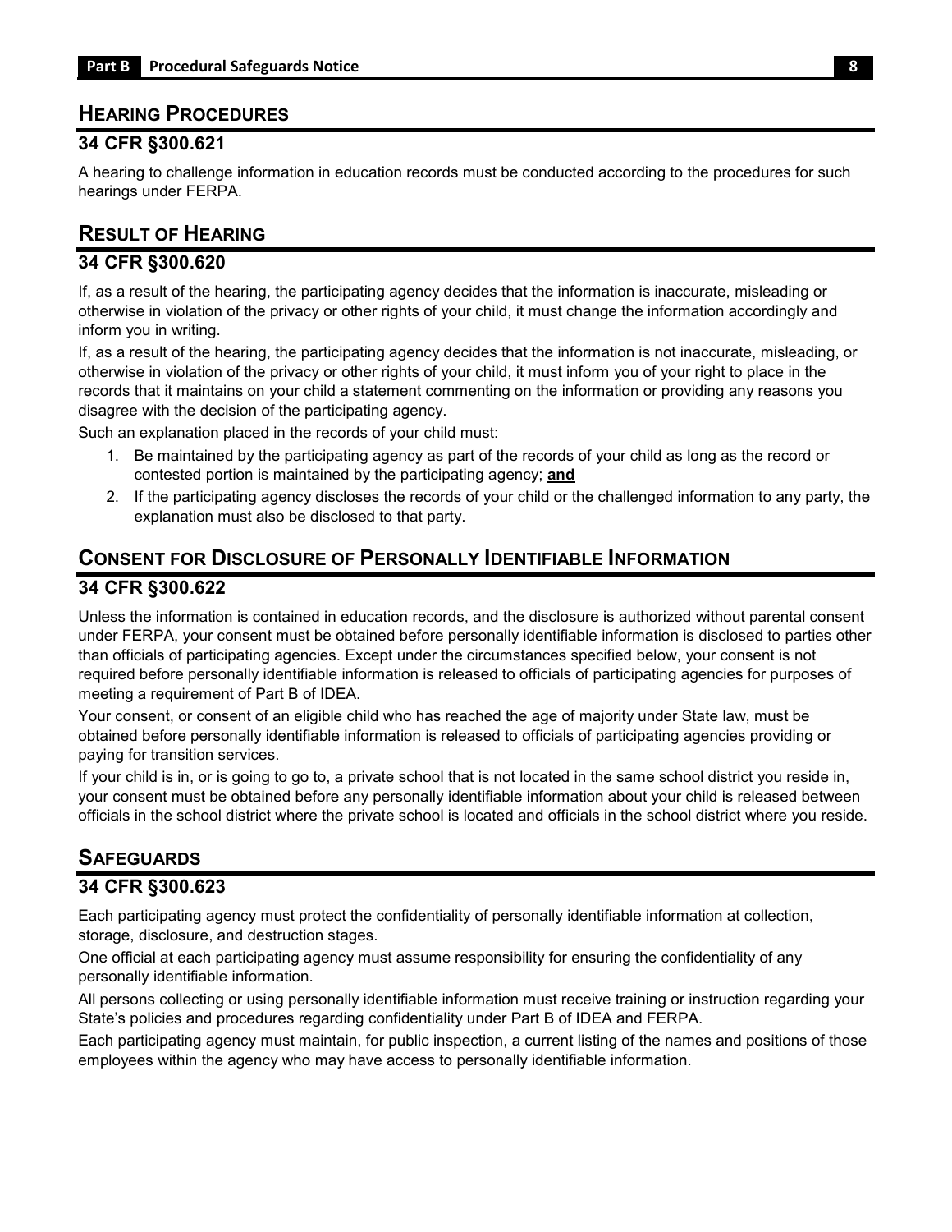## Hearing Procedures

### 34 CFR §300.621

A hearing to challenge information in education records must be conducted according to the procedures for such hearings under FERPA.

## Result of Hearing

### 34 CFR §300.620

If, as a result of the hearing, the participating agency decides that the information is inaccurate, misleading or otherwise in violation of the privacy or other rights of your child, it must change the information accordingly and inform you in writing.

If, as a result of the hearing, the participating agency decides that the information is not inaccurate, misleading, or otherwise in violation of the privacy or other rights of your child, it must inform you of your right to place in the records that it maintains on your child a statement commenting on the information or providing any reasons you disagree with the decision of the participating agency.

Such an explanation placed in the records of your child must:

1. Be maintained by the participating agency as part of the records of your child as long as the record or contested portion is maintained by the participating agency; **and**
2. If the participating agency discloses the records of your child or the challenged information to any party, the explanation must also be disclosed to that party.

## Consent for Disclosure of Personally Identifiable Information

### 34 CFR §300.622

Unless the information is contained in education records, and the disclosure is authorized without parental consent under FERPA, your consent must be obtained before personally identifiable information is disclosed to parties other than officials of participating agencies. Except under the circumstances specified below, your consent is not required before personally identifiable information is released to officials of participating agencies for purposes of meeting a requirement of Part B of IDEA.

Your consent, or consent of an eligible child who has reached the age of majority under State law, must be obtained before personally identifiable information is released to officials of participating agencies providing or paying for transition services.

If your child is in, or is going to go to, a private school that is not located in the same school district you reside in, your consent must be obtained before any personally identifiable information about your child is released between officials in the school district where the private school is located and officials in the school district where you reside.

## Safeguards

### 34 CFR §300.623

Each participating agency must protect the confidentiality of personally identifiable information at collection, storage, disclosure, and destruction stages.

One official at each participating agency must assume responsibility for ensuring the confidentiality of any personally identifiable information.

All persons collecting or using personally identifiable information must receive training or instruction regarding your State's policies and procedures regarding confidentiality under Part B of IDEA and FERPA.

Each participating agency must maintain, for public inspection, a current listing of the names and positions of those employees within the agency who may have access to personally identifiable information.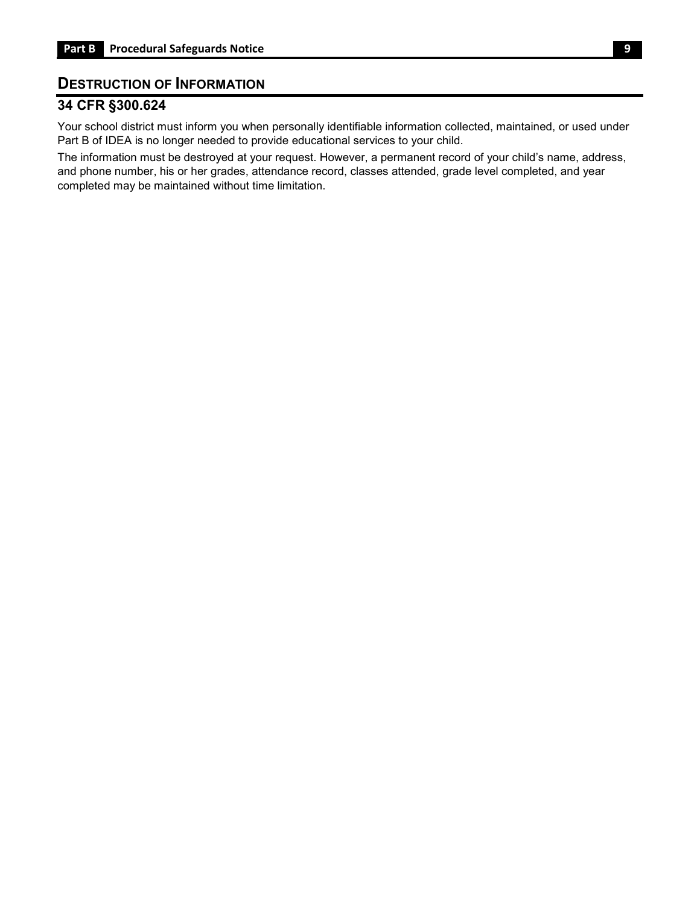## DESTRUCTION OF INFORMATION

### 34 CFR §300.624

Your school district must inform you when personally identifiable information collected, maintained, or used under Part B of IDEA is no longer needed to provide educational services to your child.

The information must be destroyed at your request. However, a permanent record of your child's name, address, and phone number, his or her grades, attendance record, classes attended, grade level completed, and year completed may be maintained without time limitation.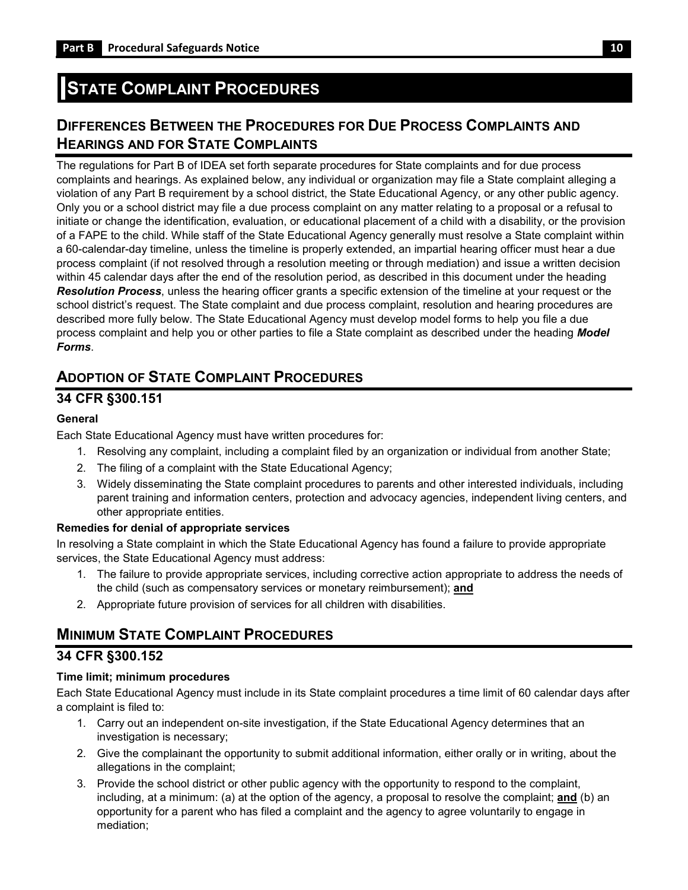# STATE COMPLAINT PROCEDURES

## DIFFERENCES BETWEEN THE PROCEDURES FOR DUE PROCESS COMPLAINTS AND HEARINGS AND FOR STATE COMPLAINTS

The regulations for Part B of IDEA set forth separate procedures for State complaints and for due process complaints and hearings. As explained below, any individual or organization may file a State complaint alleging a violation of any Part B requirement by a school district, the State Educational Agency, or any other public agency. Only you or a school district may file a due process complaint on any matter relating to a proposal or a refusal to initiate or change the identification, evaluation, or educational placement of a child with a disability, or the provision of a FAPE to the child. While staff of the State Educational Agency generally must resolve a State complaint within a 60-calendar-day timeline, unless the timeline is properly extended, an impartial hearing officer must hear a due process complaint (if not resolved through a resolution meeting or through mediation) and issue a written decision within 45 calendar days after the end of the resolution period, as described in this document under the heading ***Resolution Process***, unless the hearing officer grants a specific extension of the timeline at your request or the school district's request. The State complaint and due process complaint, resolution and hearing procedures are described more fully below. The State Educational Agency must develop model forms to help you file a due process complaint and help you or other parties to file a State complaint as described under the heading ***Model Forms***.

## ADOPTION OF STATE COMPLAINT PROCEDURES

### 34 CFR §300.151

**General**

Each State Educational Agency must have written procedures for:

1. Resolving any complaint, including a complaint filed by an organization or individual from another State;
2. The filing of a complaint with the State Educational Agency;
3. Widely disseminating the State complaint procedures to parents and other interested individuals, including parent training and information centers, protection and advocacy agencies, independent living centers, and other appropriate entities.

**Remedies for denial of appropriate services**

In resolving a State complaint in which the State Educational Agency has found a failure to provide appropriate services, the State Educational Agency must address:

1. The failure to provide appropriate services, including corrective action appropriate to address the needs of the child (such as compensatory services or monetary reimbursement); **and**
2. Appropriate future provision of services for all children with disabilities.

## MINIMUM STATE COMPLAINT PROCEDURES

### 34 CFR §300.152

**Time limit; minimum procedures**

Each State Educational Agency must include in its State complaint procedures a time limit of 60 calendar days after a complaint is filed to:

1. Carry out an independent on-site investigation, if the State Educational Agency determines that an investigation is necessary;
2. Give the complainant the opportunity to submit additional information, either orally or in writing, about the allegations in the complaint;
3. Provide the school district or other public agency with the opportunity to respond to the complaint, including, at a minimum: (a) at the option of the agency, a proposal to resolve the complaint; **and** (b) an opportunity for a parent who has filed a complaint and the agency to agree voluntarily to engage in mediation;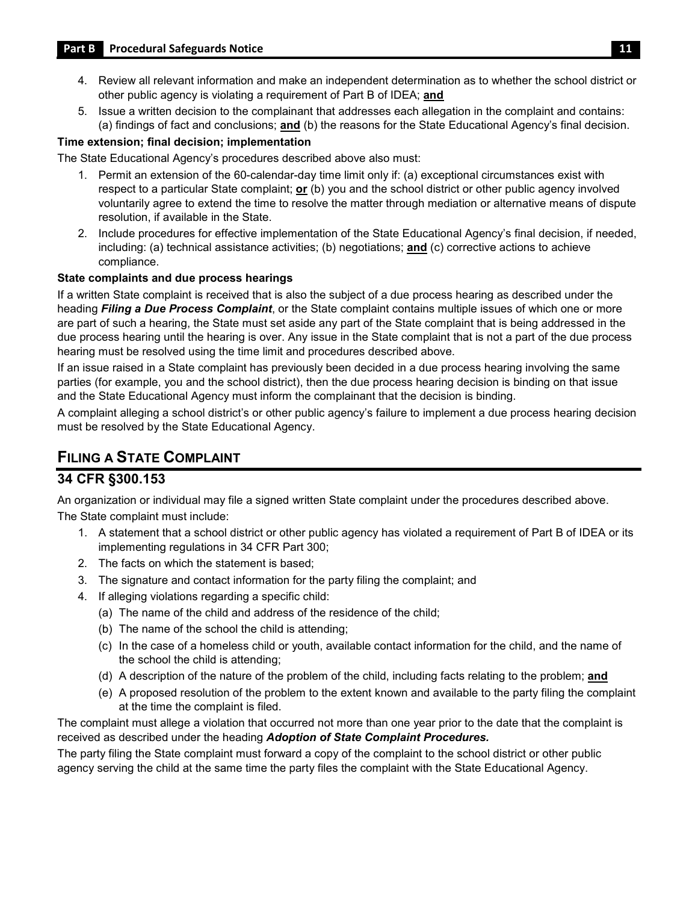4. Review all relevant information and make an independent determination as to whether the school district or other public agency is violating a requirement of Part B of IDEA; **and**
5. Issue a written decision to the complainant that addresses each allegation in the complaint and contains: (a) findings of fact and conclusions; **and** (b) the reasons for the State Educational Agency's final decision.

**Time extension; final decision; implementation**

The State Educational Agency's procedures described above also must:

1. Permit an extension of the 60-calendar-day time limit only if: (a) exceptional circumstances exist with respect to a particular State complaint; **or** (b) you and the school district or other public agency involved voluntarily agree to extend the time to resolve the matter through mediation or alternative means of dispute resolution, if available in the State.
2. Include procedures for effective implementation of the State Educational Agency's final decision, if needed, including: (a) technical assistance activities; (b) negotiations; **and** (c) corrective actions to achieve compliance.

**State complaints and due process hearings**

If a written State complaint is received that is also the subject of a due process hearing as described under the heading ***Filing a Due Process Complaint***, or the State complaint contains multiple issues of which one or more are part of such a hearing, the State must set aside any part of the State complaint that is being addressed in the due process hearing until the hearing is over. Any issue in the State complaint that is not a part of the due process hearing must be resolved using the time limit and procedures described above.

If an issue raised in a State complaint has previously been decided in a due process hearing involving the same parties (for example, you and the school district), then the due process hearing decision is binding on that issue and the State Educational Agency must inform the complainant that the decision is binding.

A complaint alleging a school district's or other public agency's failure to implement a due process hearing decision must be resolved by the State Educational Agency.

## FILING A STATE COMPLAINT

### 34 CFR §300.153

An organization or individual may file a signed written State complaint under the procedures described above.

The State complaint must include:

1. A statement that a school district or other public agency has violated a requirement of Part B of IDEA or its implementing regulations in 34 CFR Part 300;
2. The facts on which the statement is based;
3. The signature and contact information for the party filing the complaint; and
4. If alleging violations regarding a specific child:
   (a) The name of the child and address of the residence of the child;
   (b) The name of the school the child is attending;
   (c) In the case of a homeless child or youth, available contact information for the child, and the name of the school the child is attending;
   (d) A description of the nature of the problem of the child, including facts relating to the problem; **and**
   (e) A proposed resolution of the problem to the extent known and available to the party filing the complaint at the time the complaint is filed.

The complaint must allege a violation that occurred not more than one year prior to the date that the complaint is received as described under the heading ***Adoption of State Complaint Procedures.***

The party filing the State complaint must forward a copy of the complaint to the school district or other public agency serving the child at the same time the party files the complaint with the State Educational Agency.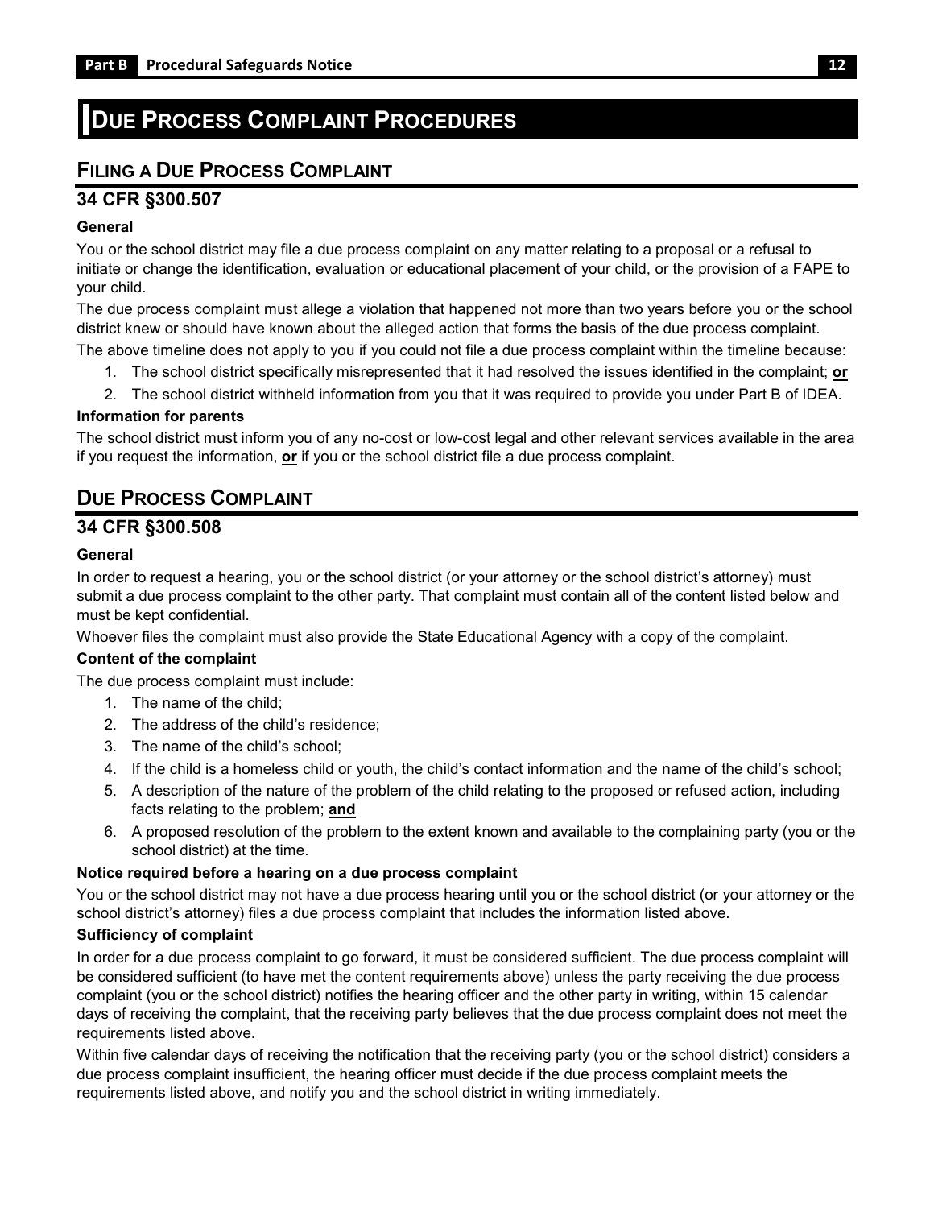# Due Process Complaint Procedures

## Filing a Due Process Complaint

## 34 CFR §300.507

**General**

You or the school district may file a due process complaint on any matter relating to a proposal or a refusal to initiate or change the identification, evaluation or educational placement of your child, or the provision of a FAPE to your child.

The due process complaint must allege a violation that happened not more than two years before you or the school district knew or should have known about the alleged action that forms the basis of the due process complaint.

The above timeline does not apply to you if you could not file a due process complaint within the timeline because:

1. The school district specifically misrepresented that it had resolved the issues identified in the complaint; **or**
2. The school district withheld information from you that it was required to provide you under Part B of IDEA.

**Information for parents**

The school district must inform you of any no-cost or low-cost legal and other relevant services available in the area if you request the information, **or** if you or the school district file a due process complaint.

## Due Process Complaint

## 34 CFR §300.508

**General**

In order to request a hearing, you or the school district (or your attorney or the school district's attorney) must submit a due process complaint to the other party. That complaint must contain all of the content listed below and must be kept confidential.

Whoever files the complaint must also provide the State Educational Agency with a copy of the complaint.

**Content of the complaint**

The due process complaint must include:

1. The name of the child;
2. The address of the child's residence;
3. The name of the child's school;
4. If the child is a homeless child or youth, the child's contact information and the name of the child's school;
5. A description of the nature of the problem of the child relating to the proposed or refused action, including facts relating to the problem; **and**
6. A proposed resolution of the problem to the extent known and available to the complaining party (you or the school district) at the time.

**Notice required before a hearing on a due process complaint**

You or the school district may not have a due process hearing until you or the school district (or your attorney or the school district's attorney) files a due process complaint that includes the information listed above.

**Sufficiency of complaint**

In order for a due process complaint to go forward, it must be considered sufficient. The due process complaint will be considered sufficient (to have met the content requirements above) unless the party receiving the due process complaint (you or the school district) notifies the hearing officer and the other party in writing, within 15 calendar days of receiving the complaint, that the receiving party believes that the due process complaint does not meet the requirements listed above.

Within five calendar days of receiving the notification that the receiving party (you or the school district) considers a due process complaint insufficient, the hearing officer must decide if the due process complaint meets the requirements listed above, and notify you and the school district in writing immediately.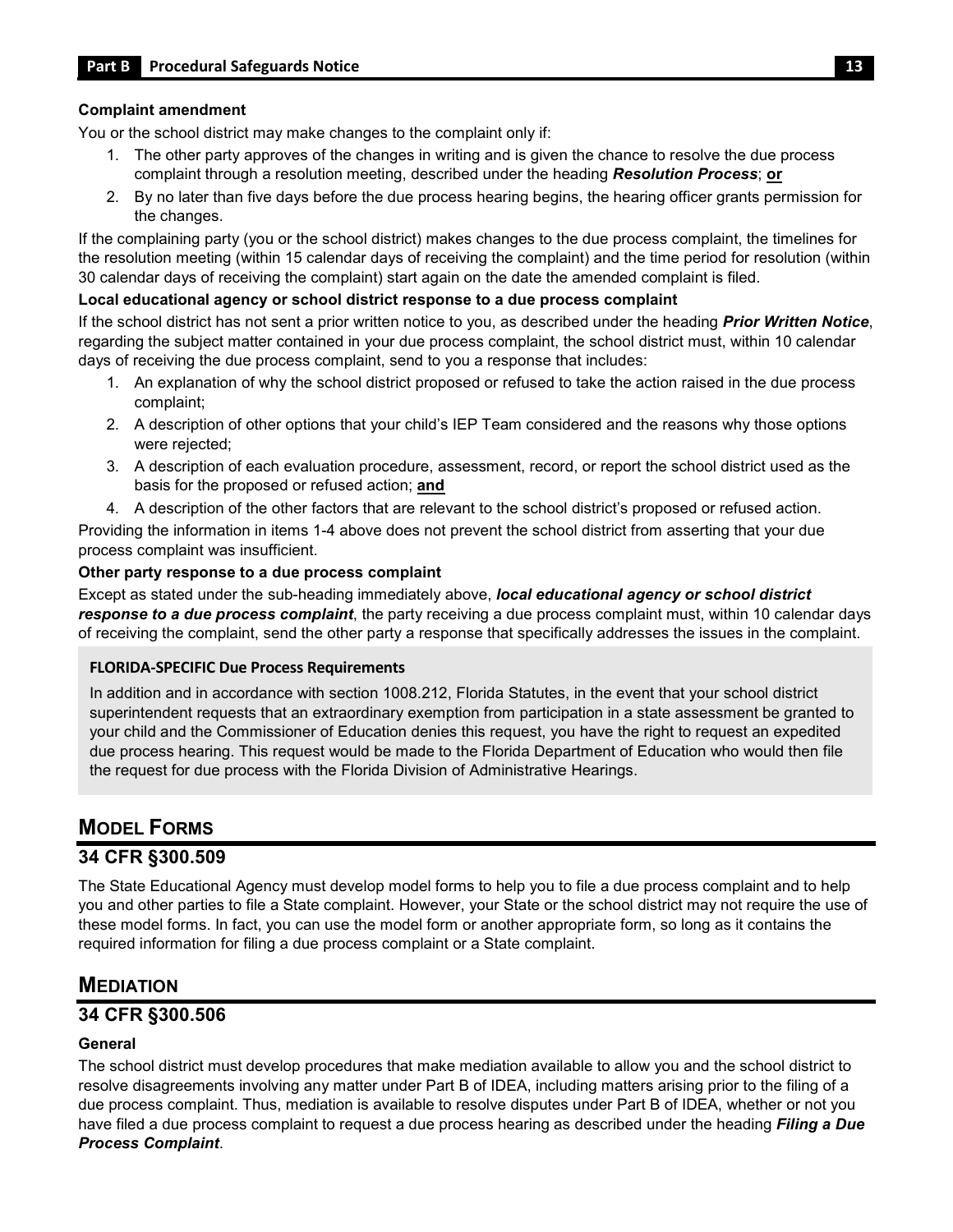**Complaint amendment**

You or the school district may make changes to the complaint only if:

1. The other party approves of the changes in writing and is given the chance to resolve the due process complaint through a resolution meeting, described under the heading ***Resolution Process***; **or**
2. By no later than five days before the due process hearing begins, the hearing officer grants permission for the changes.

If the complaining party (you or the school district) makes changes to the due process complaint, the timelines for the resolution meeting (within 15 calendar days of receiving the complaint) and the time period for resolution (within 30 calendar days of receiving the complaint) start again on the date the amended complaint is filed.

**Local educational agency or school district response to a due process complaint**

If the school district has not sent a prior written notice to you, as described under the heading ***Prior Written Notice***, regarding the subject matter contained in your due process complaint, the school district must, within 10 calendar days of receiving the due process complaint, send to you a response that includes:

1. An explanation of why the school district proposed or refused to take the action raised in the due process complaint;
2. A description of other options that your child's IEP Team considered and the reasons why those options were rejected;
3. A description of each evaluation procedure, assessment, record, or report the school district used as the basis for the proposed or refused action; **and**
4. A description of the other factors that are relevant to the school district's proposed or refused action.

Providing the information in items 1-4 above does not prevent the school district from asserting that your due process complaint was insufficient.

**Other party response to a due process complaint**

Except as stated under the sub-heading immediately above, ***local educational agency or school district response to a due process complaint***, the party receiving a due process complaint must, within 10 calendar days of receiving the complaint, send the other party a response that specifically addresses the issues in the complaint.

**FLORIDA-SPECIFIC Due Process Requirements**

In addition and in accordance with section 1008.212, Florida Statutes, in the event that your school district superintendent requests that an extraordinary exemption from participation in a state assessment be granted to your child and the Commissioner of Education denies this request, you have the right to request an expedited due process hearing. This request would be made to the Florida Department of Education who would then file the request for due process with the Florida Division of Administrative Hearings.

## Model Forms

### 34 CFR §300.509

The State Educational Agency must develop model forms to help you to file a due process complaint and to help you and other parties to file a State complaint. However, your State or the school district may not require the use of these model forms. In fact, you can use the model form or another appropriate form, so long as it contains the required information for filing a due process complaint or a State complaint.

## Mediation

### 34 CFR §300.506

**General**

The school district must develop procedures that make mediation available to allow you and the school district to resolve disagreements involving any matter under Part B of IDEA, including matters arising prior to the filing of a due process complaint. Thus, mediation is available to resolve disputes under Part B of IDEA, whether or not you have filed a due process complaint to request a due process hearing as described under the heading ***Filing a Due Process Complaint***.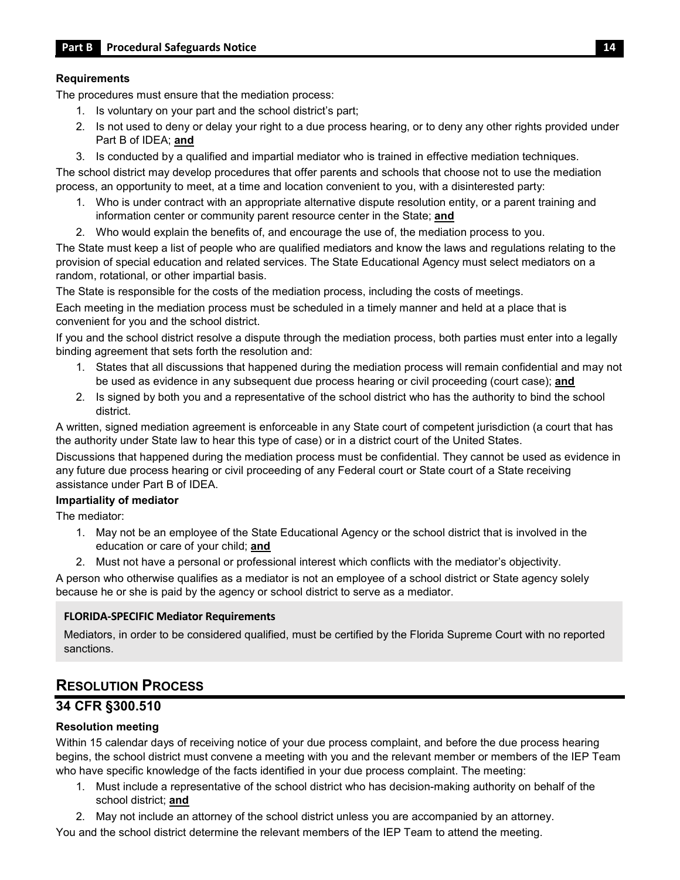**Requirements**

The procedures must ensure that the mediation process:

1. Is voluntary on your part and the school district's part;
2. Is not used to deny or delay your right to a due process hearing, or to deny any other rights provided under Part B of IDEA; **and**
3. Is conducted by a qualified and impartial mediator who is trained in effective mediation techniques.

The school district may develop procedures that offer parents and schools that choose not to use the mediation process, an opportunity to meet, at a time and location convenient to you, with a disinterested party:

1. Who is under contract with an appropriate alternative dispute resolution entity, or a parent training and information center or community parent resource center in the State; **and**
2. Who would explain the benefits of, and encourage the use of, the mediation process to you.

The State must keep a list of people who are qualified mediators and know the laws and regulations relating to the provision of special education and related services. The State Educational Agency must select mediators on a random, rotational, or other impartial basis.

The State is responsible for the costs of the mediation process, including the costs of meetings.

Each meeting in the mediation process must be scheduled in a timely manner and held at a place that is convenient for you and the school district.

If you and the school district resolve a dispute through the mediation process, both parties must enter into a legally binding agreement that sets forth the resolution and:

1. States that all discussions that happened during the mediation process will remain confidential and may not be used as evidence in any subsequent due process hearing or civil proceeding (court case); **and**
2. Is signed by both you and a representative of the school district who has the authority to bind the school district.

A written, signed mediation agreement is enforceable in any State court of competent jurisdiction (a court that has the authority under State law to hear this type of case) or in a district court of the United States.

Discussions that happened during the mediation process must be confidential. They cannot be used as evidence in any future due process hearing or civil proceeding of any Federal court or State court of a State receiving assistance under Part B of IDEA.

**Impartiality of mediator**

The mediator:

1. May not be an employee of the State Educational Agency or the school district that is involved in the education or care of your child; **and**
2. Must not have a personal or professional interest which conflicts with the mediator's objectivity.

A person who otherwise qualifies as a mediator is not an employee of a school district or State agency solely because he or she is paid by the agency or school district to serve as a mediator.

**FLORIDA-SPECIFIC Mediator Requirements**

Mediators, in order to be considered qualified, must be certified by the Florida Supreme Court with no reported sanctions.

## RESOLUTION PROCESS

## 34 CFR §300.510

**Resolution meeting**

Within 15 calendar days of receiving notice of your due process complaint, and before the due process hearing begins, the school district must convene a meeting with you and the relevant member or members of the IEP Team who have specific knowledge of the facts identified in your due process complaint. The meeting:

1. Must include a representative of the school district who has decision-making authority on behalf of the school district; **and**
2. May not include an attorney of the school district unless you are accompanied by an attorney.

You and the school district determine the relevant members of the IEP Team to attend the meeting.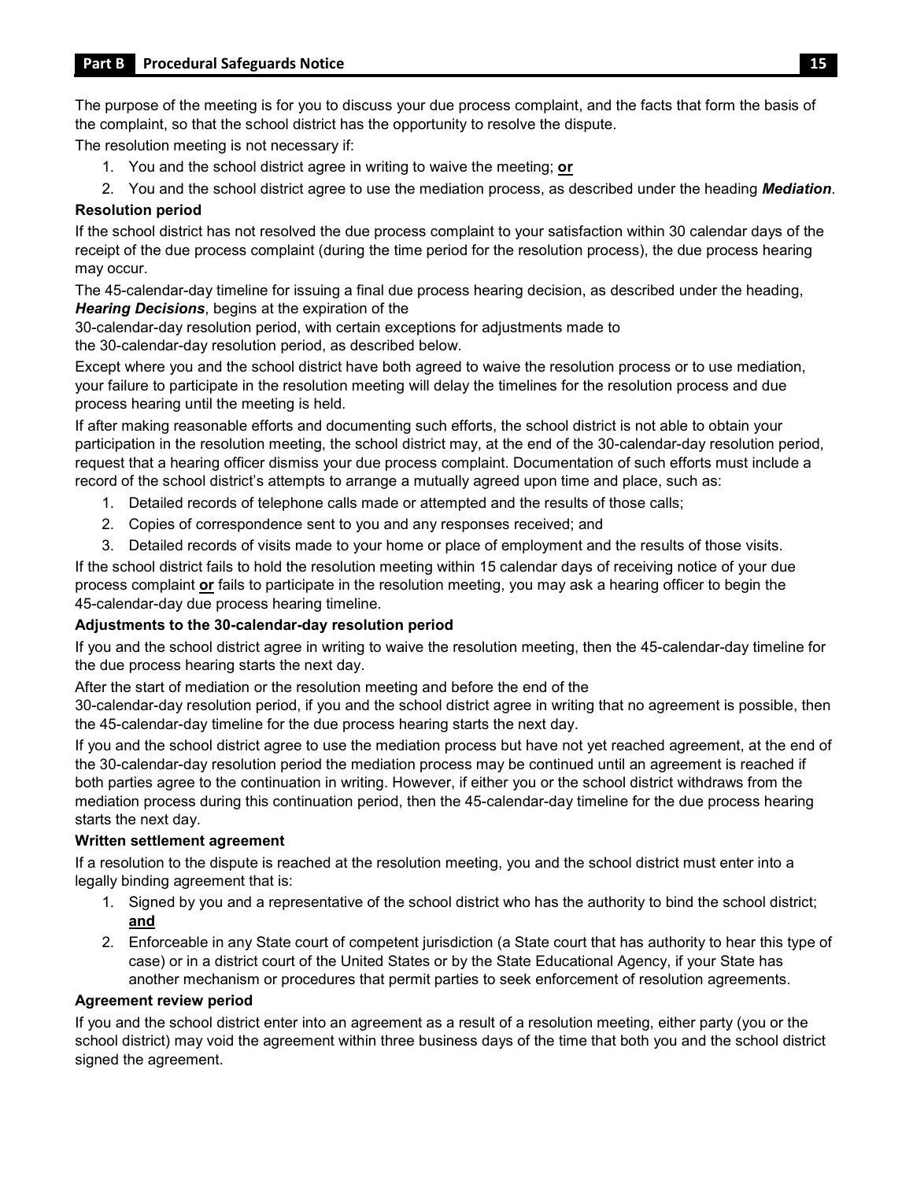The purpose of the meeting is for you to discuss your due process complaint, and the facts that form the basis of the complaint, so that the school district has the opportunity to resolve the dispute.

The resolution meeting is not necessary if:

1. You and the school district agree in writing to waive the meeting; **or**
2. You and the school district agree to use the mediation process, as described under the heading ***Mediation***.

**Resolution period**

If the school district has not resolved the due process complaint to your satisfaction within 30 calendar days of the receipt of the due process complaint (during the time period for the resolution process), the due process hearing may occur.

The 45-calendar-day timeline for issuing a final due process hearing decision, as described under the heading, ***Hearing Decisions***, begins at the expiration of the 30-calendar-day resolution period, with certain exceptions for adjustments made to the 30-calendar-day resolution period, as described below.

Except where you and the school district have both agreed to waive the resolution process or to use mediation, your failure to participate in the resolution meeting will delay the timelines for the resolution process and due process hearing until the meeting is held.

If after making reasonable efforts and documenting such efforts, the school district is not able to obtain your participation in the resolution meeting, the school district may, at the end of the 30-calendar-day resolution period, request that a hearing officer dismiss your due process complaint. Documentation of such efforts must include a record of the school district's attempts to arrange a mutually agreed upon time and place, such as:

1. Detailed records of telephone calls made or attempted and the results of those calls;
2. Copies of correspondence sent to you and any responses received; and
3. Detailed records of visits made to your home or place of employment and the results of those visits.

If the school district fails to hold the resolution meeting within 15 calendar days of receiving notice of your due process complaint **or** fails to participate in the resolution meeting, you may ask a hearing officer to begin the 45-calendar-day due process hearing timeline.

**Adjustments to the 30-calendar-day resolution period**

If you and the school district agree in writing to waive the resolution meeting, then the 45-calendar-day timeline for the due process hearing starts the next day.

After the start of mediation or the resolution meeting and before the end of the 30-calendar-day resolution period, if you and the school district agree in writing that no agreement is possible, then the 45-calendar-day timeline for the due process hearing starts the next day.

If you and the school district agree to use the mediation process but have not yet reached agreement, at the end of the 30-calendar-day resolution period the mediation process may be continued until an agreement is reached if both parties agree to the continuation in writing. However, if either you or the school district withdraws from the mediation process during this continuation period, then the 45-calendar-day timeline for the due process hearing starts the next day.

**Written settlement agreement**

If a resolution to the dispute is reached at the resolution meeting, you and the school district must enter into a legally binding agreement that is:

1. Signed by you and a representative of the school district who has the authority to bind the school district; **and**
2. Enforceable in any State court of competent jurisdiction (a State court that has authority to hear this type of case) or in a district court of the United States or by the State Educational Agency, if your State has another mechanism or procedures that permit parties to seek enforcement of resolution agreements.

**Agreement review period**

If you and the school district enter into an agreement as a result of a resolution meeting, either party (you or the school district) may void the agreement within three business days of the time that both you and the school district signed the agreement.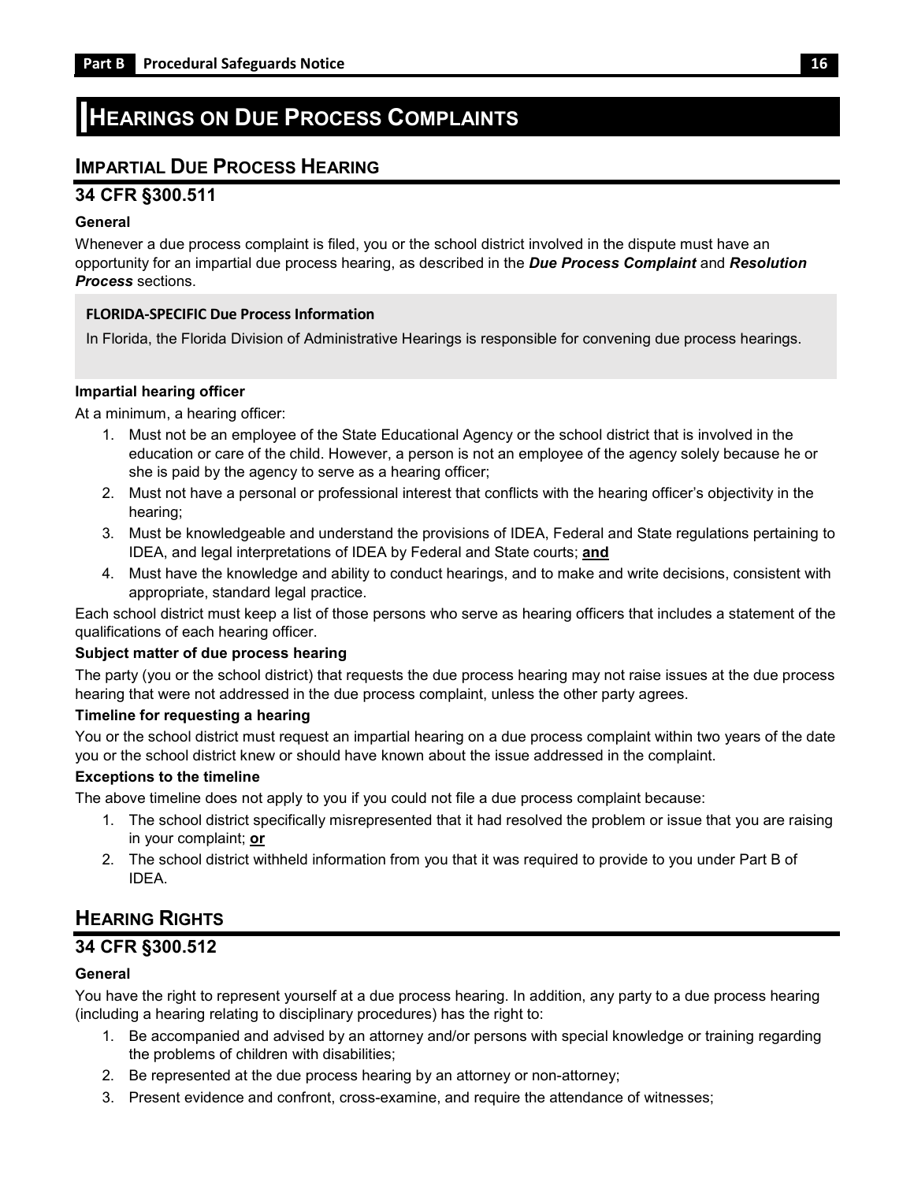# Hearings on Due Process Complaints

## Impartial Due Process Hearing

### 34 CFR §300.511

**General**

Whenever a due process complaint is filed, you or the school district involved in the dispute must have an opportunity for an impartial due process hearing, as described in the ***Due Process Complaint*** and ***Resolution Process*** sections.

> **FLORIDA-SPECIFIC Due Process Information**
>
> In Florida, the Florida Division of Administrative Hearings is responsible for convening due process hearings.

**Impartial hearing officer**

At a minimum, a hearing officer:

1. Must not be an employee of the State Educational Agency or the school district that is involved in the education or care of the child. However, a person is not an employee of the agency solely because he or she is paid by the agency to serve as a hearing officer;
2. Must not have a personal or professional interest that conflicts with the hearing officer's objectivity in the hearing;
3. Must be knowledgeable and understand the provisions of IDEA, Federal and State regulations pertaining to IDEA, and legal interpretations of IDEA by Federal and State courts; **and**
4. Must have the knowledge and ability to conduct hearings, and to make and write decisions, consistent with appropriate, standard legal practice.

Each school district must keep a list of those persons who serve as hearing officers that includes a statement of the qualifications of each hearing officer.

**Subject matter of due process hearing**

The party (you or the school district) that requests the due process hearing may not raise issues at the due process hearing that were not addressed in the due process complaint, unless the other party agrees.

**Timeline for requesting a hearing**

You or the school district must request an impartial hearing on a due process complaint within two years of the date you or the school district knew or should have known about the issue addressed in the complaint.

**Exceptions to the timeline**

The above timeline does not apply to you if you could not file a due process complaint because:

1. The school district specifically misrepresented that it had resolved the problem or issue that you are raising in your complaint; **or**
2. The school district withheld information from you that it was required to provide to you under Part B of IDEA.

## Hearing Rights

### 34 CFR §300.512

**General**

You have the right to represent yourself at a due process hearing. In addition, any party to a due process hearing (including a hearing relating to disciplinary procedures) has the right to:

1. Be accompanied and advised by an attorney and/or persons with special knowledge or training regarding the problems of children with disabilities;
2. Be represented at the due process hearing by an attorney or non-attorney;
3. Present evidence and confront, cross-examine, and require the attendance of witnesses;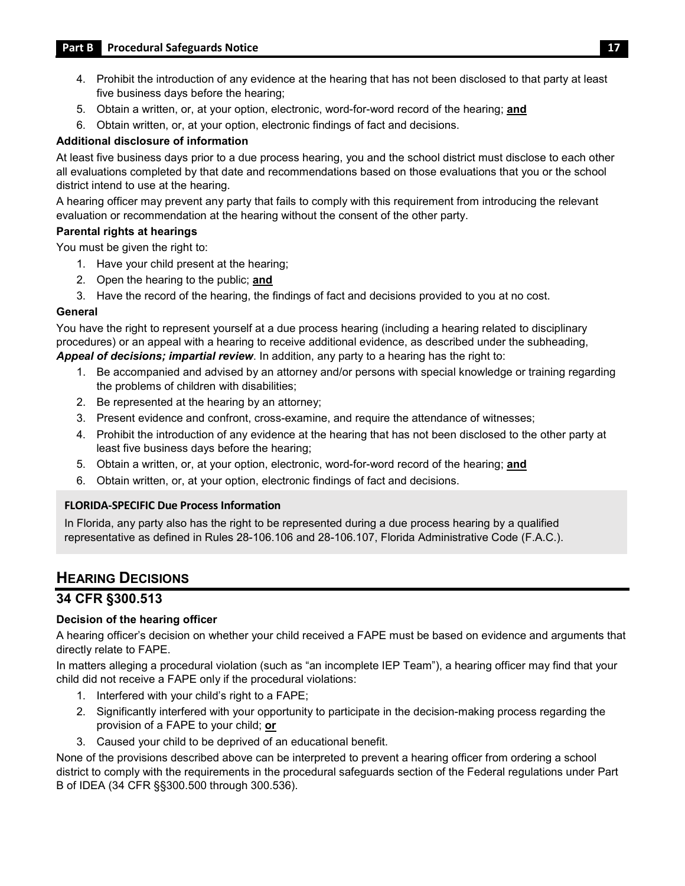4. Prohibit the introduction of any evidence at the hearing that has not been disclosed to that party at least five business days before the hearing;
5. Obtain a written, or, at your option, electronic, word-for-word record of the hearing; **and**
6. Obtain written, or, at your option, electronic findings of fact and decisions.

**Additional disclosure of information**

At least five business days prior to a due process hearing, you and the school district must disclose to each other all evaluations completed by that date and recommendations based on those evaluations that you or the school district intend to use at the hearing.

A hearing officer may prevent any party that fails to comply with this requirement from introducing the relevant evaluation or recommendation at the hearing without the consent of the other party.

**Parental rights at hearings**

You must be given the right to:

1. Have your child present at the hearing;
2. Open the hearing to the public; **and**
3. Have the record of the hearing, the findings of fact and decisions provided to you at no cost.

**General**

You have the right to represent yourself at a due process hearing (including a hearing related to disciplinary procedures) or an appeal with a hearing to receive additional evidence, as described under the subheading, ***Appeal of decisions; impartial review***. In addition, any party to a hearing has the right to:

1. Be accompanied and advised by an attorney and/or persons with special knowledge or training regarding the problems of children with disabilities;
2. Be represented at the hearing by an attorney;
3. Present evidence and confront, cross-examine, and require the attendance of witnesses;
4. Prohibit the introduction of any evidence at the hearing that has not been disclosed to the other party at least five business days before the hearing;
5. Obtain a written, or, at your option, electronic, word-for-word record of the hearing; **and**
6. Obtain written, or, at your option, electronic findings of fact and decisions.

**FLORIDA-SPECIFIC Due Process Information**

In Florida, any party also has the right to be represented during a due process hearing by a qualified representative as defined in Rules 28-106.106 and 28-106.107, Florida Administrative Code (F.A.C.).

## Hearing Decisions

## 34 CFR §300.513

**Decision of the hearing officer**

A hearing officer's decision on whether your child received a FAPE must be based on evidence and arguments that directly relate to FAPE.

In matters alleging a procedural violation (such as "an incomplete IEP Team"), a hearing officer may find that your child did not receive a FAPE only if the procedural violations:

1. Interfered with your child's right to a FAPE;
2. Significantly interfered with your opportunity to participate in the decision-making process regarding the provision of a FAPE to your child; **or**
3. Caused your child to be deprived of an educational benefit.

None of the provisions described above can be interpreted to prevent a hearing officer from ordering a school district to comply with the requirements in the procedural safeguards section of the Federal regulations under Part B of IDEA (34 CFR §§300.500 through 300.536).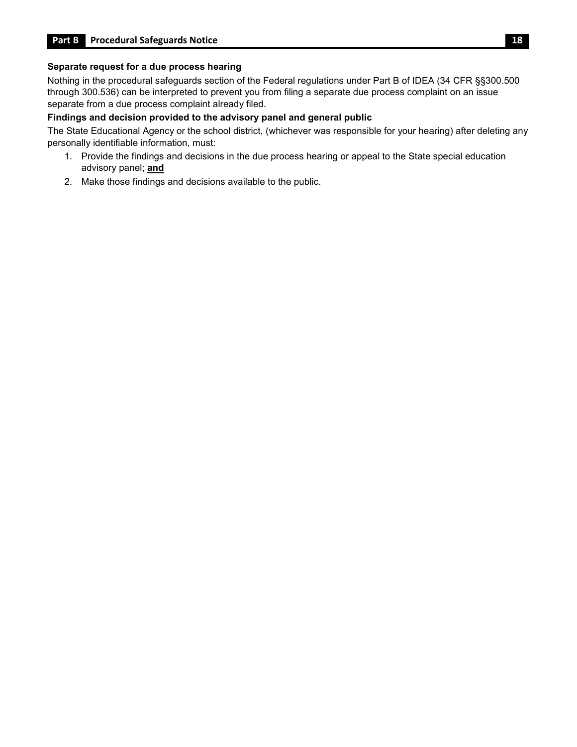### Separate request for a due process hearing

Nothing in the procedural safeguards section of the Federal regulations under Part B of IDEA (34 CFR §§300.500 through 300.536) can be interpreted to prevent you from filing a separate due process complaint on an issue separate from a due process complaint already filed.

### Findings and decision provided to the advisory panel and general public

The State Educational Agency or the school district, (whichever was responsible for your hearing) after deleting any personally identifiable information, must:

1. Provide the findings and decisions in the due process hearing or appeal to the State special education advisory panel; **and**
2. Make those findings and decisions available to the public.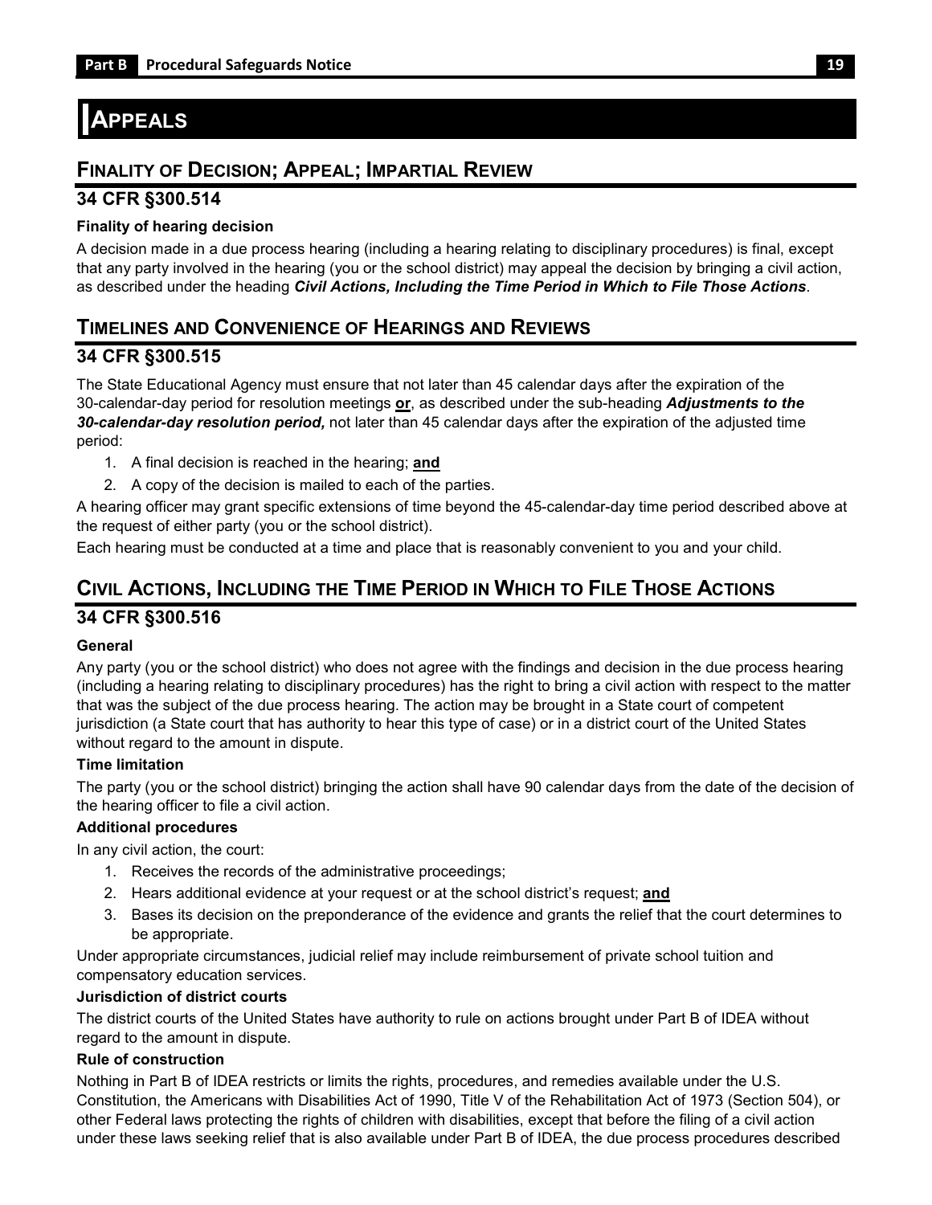# Appeals

## Finality of Decision; Appeal; Impartial Review

### 34 CFR §300.514

**Finality of hearing decision**

A decision made in a due process hearing (including a hearing relating to disciplinary procedures) is final, except that any party involved in the hearing (you or the school district) may appeal the decision by bringing a civil action, as described under the heading ***Civil Actions, Including the Time Period in Which to File Those Actions***.

## Timelines and Convenience of Hearings and Reviews

### 34 CFR §300.515

The State Educational Agency must ensure that not later than 45 calendar days after the expiration of the 30-calendar-day period for resolution meetings **or**, as described under the sub-heading ***Adjustments to the 30-calendar-day resolution period,*** not later than 45 calendar days after the expiration of the adjusted time period:

1. A final decision is reached in the hearing; **and**
2. A copy of the decision is mailed to each of the parties.

A hearing officer may grant specific extensions of time beyond the 45-calendar-day time period described above at the request of either party (you or the school district).

Each hearing must be conducted at a time and place that is reasonably convenient to you and your child.

## Civil Actions, Including the Time Period in Which to File Those Actions

### 34 CFR §300.516

**General**

Any party (you or the school district) who does not agree with the findings and decision in the due process hearing (including a hearing relating to disciplinary procedures) has the right to bring a civil action with respect to the matter that was the subject of the due process hearing. The action may be brought in a State court of competent jurisdiction (a State court that has authority to hear this type of case) or in a district court of the United States without regard to the amount in dispute.

**Time limitation**

The party (you or the school district) bringing the action shall have 90 calendar days from the date of the decision of the hearing officer to file a civil action.

**Additional procedures**

In any civil action, the court:

1. Receives the records of the administrative proceedings;
2. Hears additional evidence at your request or at the school district's request; **and**
3. Bases its decision on the preponderance of the evidence and grants the relief that the court determines to be appropriate.

Under appropriate circumstances, judicial relief may include reimbursement of private school tuition and compensatory education services.

**Jurisdiction of district courts**

The district courts of the United States have authority to rule on actions brought under Part B of IDEA without regard to the amount in dispute.

**Rule of construction**

Nothing in Part B of IDEA restricts or limits the rights, procedures, and remedies available under the U.S. Constitution, the Americans with Disabilities Act of 1990, Title V of the Rehabilitation Act of 1973 (Section 504), or other Federal laws protecting the rights of children with disabilities, except that before the filing of a civil action under these laws seeking relief that is also available under Part B of IDEA, the due process procedures described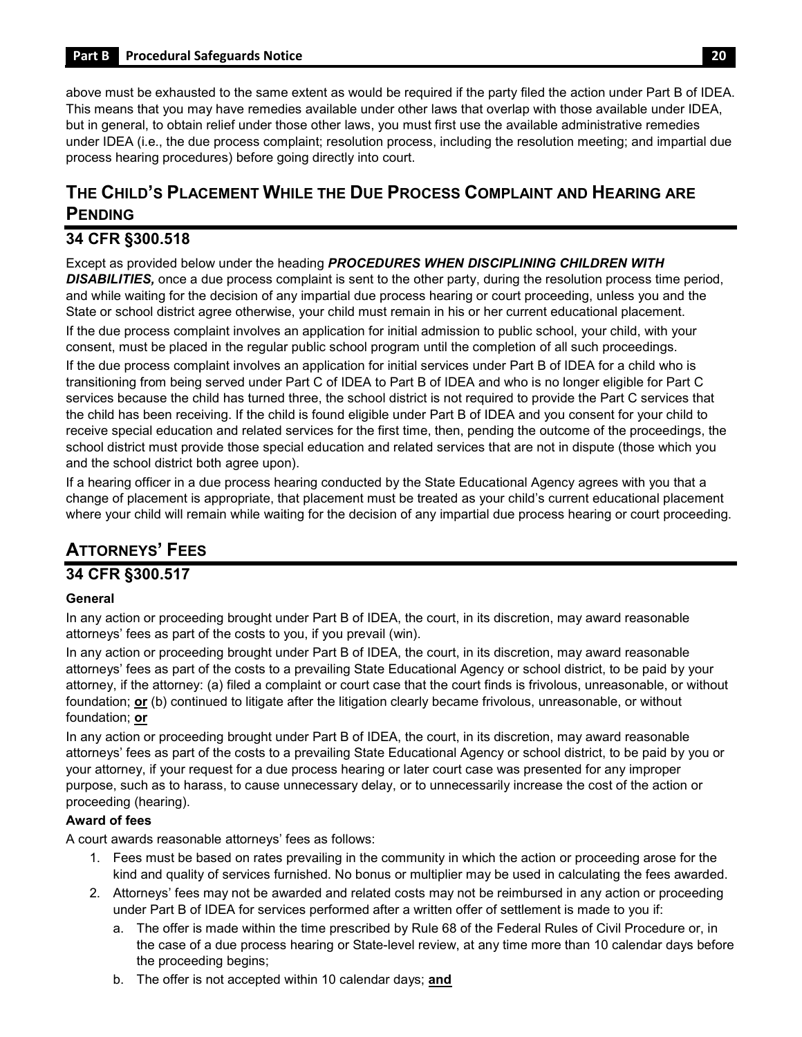above must be exhausted to the same extent as would be required if the party filed the action under Part B of IDEA. This means that you may have remedies available under other laws that overlap with those available under IDEA, but in general, to obtain relief under those other laws, you must first use the available administrative remedies under IDEA (i.e., the due process complaint; resolution process, including the resolution meeting; and impartial due process hearing procedures) before going directly into court.

## THE CHILD'S PLACEMENT WHILE THE DUE PROCESS COMPLAINT AND HEARING ARE PENDING

### 34 CFR §300.518

Except as provided below under the heading ***PROCEDURES WHEN DISCIPLINING CHILDREN WITH DISABILITIES,*** once a due process complaint is sent to the other party, during the resolution process time period, and while waiting for the decision of any impartial due process hearing or court proceeding, unless you and the State or school district agree otherwise, your child must remain in his or her current educational placement.

If the due process complaint involves an application for initial admission to public school, your child, with your consent, must be placed in the regular public school program until the completion of all such proceedings.

If the due process complaint involves an application for initial services under Part B of IDEA for a child who is transitioning from being served under Part C of IDEA to Part B of IDEA and who is no longer eligible for Part C services because the child has turned three, the school district is not required to provide the Part C services that the child has been receiving. If the child is found eligible under Part B of IDEA and you consent for your child to receive special education and related services for the first time, then, pending the outcome of the proceedings, the school district must provide those special education and related services that are not in dispute (those which you and the school district both agree upon).

If a hearing officer in a due process hearing conducted by the State Educational Agency agrees with you that a change of placement is appropriate, that placement must be treated as your child's current educational placement where your child will remain while waiting for the decision of any impartial due process hearing or court proceeding.

## ATTORNEYS' FEES

### 34 CFR §300.517

**General**

In any action or proceeding brought under Part B of IDEA, the court, in its discretion, may award reasonable attorneys' fees as part of the costs to you, if you prevail (win).

In any action or proceeding brought under Part B of IDEA, the court, in its discretion, may award reasonable attorneys' fees as part of the costs to a prevailing State Educational Agency or school district, to be paid by your attorney, if the attorney: (a) filed a complaint or court case that the court finds is frivolous, unreasonable, or without foundation; **or** (b) continued to litigate after the litigation clearly became frivolous, unreasonable, or without foundation; **or**

In any action or proceeding brought under Part B of IDEA, the court, in its discretion, may award reasonable attorneys' fees as part of the costs to a prevailing State Educational Agency or school district, to be paid by you or your attorney, if your request for a due process hearing or later court case was presented for any improper purpose, such as to harass, to cause unnecessary delay, or to unnecessarily increase the cost of the action or proceeding (hearing).

**Award of fees**

A court awards reasonable attorneys' fees as follows:

1. Fees must be based on rates prevailing in the community in which the action or proceeding arose for the kind and quality of services furnished. No bonus or multiplier may be used in calculating the fees awarded.
2. Attorneys' fees may not be awarded and related costs may not be reimbursed in any action or proceeding under Part B of IDEA for services performed after a written offer of settlement is made to you if:
   a. The offer is made within the time prescribed by Rule 68 of the Federal Rules of Civil Procedure or, in the case of a due process hearing or State-level review, at any time more than 10 calendar days before the proceeding begins;
   b. The offer is not accepted within 10 calendar days; **and**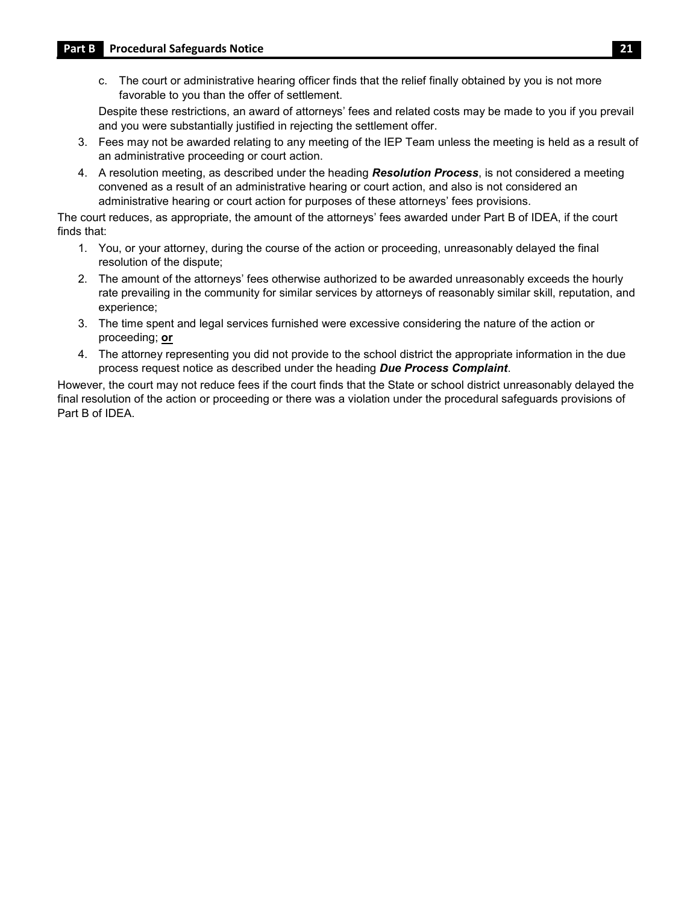c. The court or administrative hearing officer finds that the relief finally obtained by you is not more favorable to you than the offer of settlement.

   Despite these restrictions, an award of attorneys' fees and related costs may be made to you if you prevail and you were substantially justified in rejecting the settlement offer.

3. Fees may not be awarded relating to any meeting of the IEP Team unless the meeting is held as a result of an administrative proceeding or court action.
4. A resolution meeting, as described under the heading ***Resolution Process***, is not considered a meeting convened as a result of an administrative hearing or court action, and also is not considered an administrative hearing or court action for purposes of these attorneys' fees provisions.

The court reduces, as appropriate, the amount of the attorneys' fees awarded under Part B of IDEA, if the court finds that:

1. You, or your attorney, during the course of the action or proceeding, unreasonably delayed the final resolution of the dispute;
2. The amount of the attorneys' fees otherwise authorized to be awarded unreasonably exceeds the hourly rate prevailing in the community for similar services by attorneys of reasonably similar skill, reputation, and experience;
3. The time spent and legal services furnished were excessive considering the nature of the action or proceeding; **or**
4. The attorney representing you did not provide to the school district the appropriate information in the due process request notice as described under the heading ***Due Process Complaint***.

However, the court may not reduce fees if the court finds that the State or school district unreasonably delayed the final resolution of the action or proceeding or there was a violation under the procedural safeguards provisions of Part B of IDEA.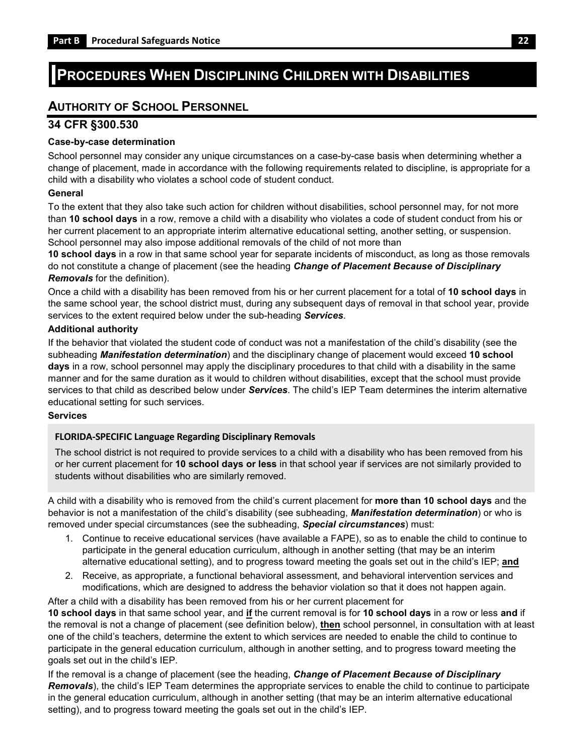# Procedures When Disciplining Children with Disabilities

## Authority of School Personnel

## 34 CFR §300.530

#### Case-by-case determination

School personnel may consider any unique circumstances on a case-by-case basis when determining whether a change of placement, made in accordance with the following requirements related to discipline, is appropriate for a child with a disability who violates a school code of student conduct.

#### General

To the extent that they also take such action for children without disabilities, school personnel may, for not more than **10 school days** in a row, remove a child with a disability who violates a code of student conduct from his or her current placement to an appropriate interim alternative educational setting, another setting, or suspension. School personnel may also impose additional removals of the child of not more than **10 school days** in a row in that same school year for separate incidents of misconduct, as long as those removals do not constitute a change of placement (see the heading ***Change of Placement Because of Disciplinary Removals*** for the definition).

Once a child with a disability has been removed from his or her current placement for a total of **10 school days** in the same school year, the school district must, during any subsequent days of removal in that school year, provide services to the extent required below under the sub-heading ***Services***.

#### Additional authority

If the behavior that violated the student code of conduct was not a manifestation of the child's disability (see the subheading ***Manifestation determination***) and the disciplinary change of placement would exceed **10 school days** in a row, school personnel may apply the disciplinary procedures to that child with a disability in the same manner and for the same duration as it would to children without disabilities, except that the school must provide services to that child as described below under ***Services***. The child's IEP Team determines the interim alternative educational setting for such services.

#### Services

**FLORIDA-SPECIFIC Language Regarding Disciplinary Removals**

The school district is not required to provide services to a child with a disability who has been removed from his or her current placement for **10 school days or less** in that school year if services are not similarly provided to students without disabilities who are similarly removed.

A child with a disability who is removed from the child's current placement for **more than 10 school days** and the behavior is not a manifestation of the child's disability (see subheading, ***Manifestation determination***) or who is removed under special circumstances (see the subheading, ***Special circumstances***) must:

1. Continue to receive educational services (have available a FAPE), so as to enable the child to continue to participate in the general education curriculum, although in another setting (that may be an interim alternative educational setting), and to progress toward meeting the goals set out in the child's IEP; **and**
2. Receive, as appropriate, a functional behavioral assessment, and behavioral intervention services and modifications, which are designed to address the behavior violation so that it does not happen again.

After a child with a disability has been removed from his or her current placement for **10 school days** in that same school year, and **if** the current removal is for **10 school days** in a row or less **and** if the removal is not a change of placement (see definition below), **then** school personnel, in consultation with at least one of the child's teachers, determine the extent to which services are needed to enable the child to continue to participate in the general education curriculum, although in another setting, and to progress toward meeting the goals set out in the child's IEP.

If the removal is a change of placement (see the heading, ***Change of Placement Because of Disciplinary Removals***), the child's IEP Team determines the appropriate services to enable the child to continue to participate in the general education curriculum, although in another setting (that may be an interim alternative educational setting), and to progress toward meeting the goals set out in the child's IEP.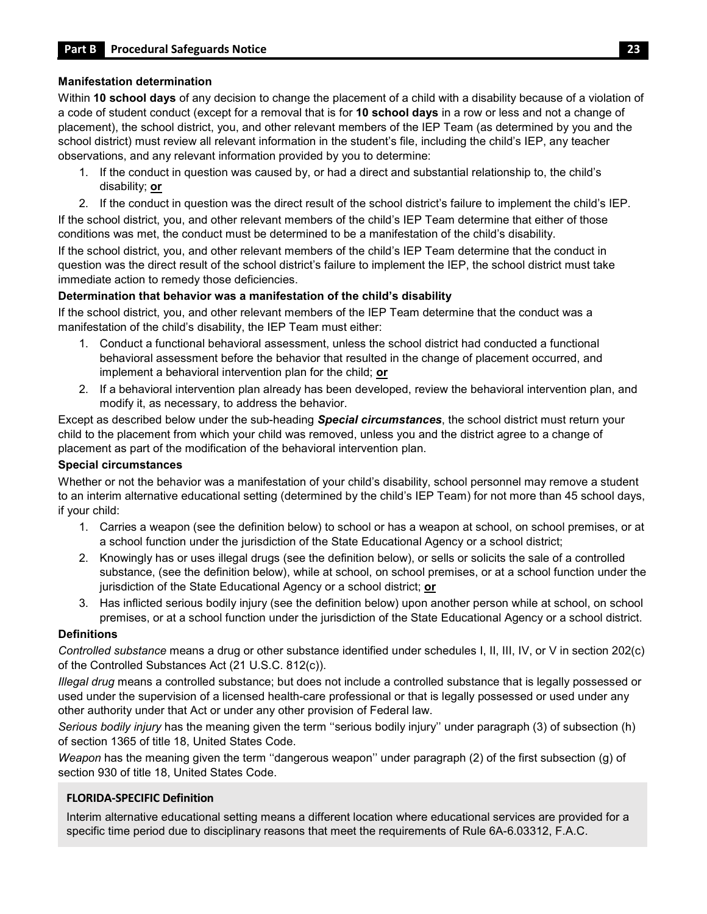### Manifestation determination

Within **10 school days** of any decision to change the placement of a child with a disability because of a violation of a code of student conduct (except for a removal that is for **10 school days** in a row or less and not a change of placement), the school district, you, and other relevant members of the IEP Team (as determined by you and the school district) must review all relevant information in the student's file, including the child's IEP, any teacher observations, and any relevant information provided by you to determine:

1. If the conduct in question was caused by, or had a direct and substantial relationship to, the child's disability; **or**
2. If the conduct in question was the direct result of the school district's failure to implement the child's IEP.

If the school district, you, and other relevant members of the child's IEP Team determine that either of those conditions was met, the conduct must be determined to be a manifestation of the child's disability.

If the school district, you, and other relevant members of the child's IEP Team determine that the conduct in question was the direct result of the school district's failure to implement the IEP, the school district must take immediate action to remedy those deficiencies.

### Determination that behavior was a manifestation of the child's disability

If the school district, you, and other relevant members of the IEP Team determine that the conduct was a manifestation of the child's disability, the IEP Team must either:

1. Conduct a functional behavioral assessment, unless the school district had conducted a functional behavioral assessment before the behavior that resulted in the change of placement occurred, and implement a behavioral intervention plan for the child; **or**
2. If a behavioral intervention plan already has been developed, review the behavioral intervention plan, and modify it, as necessary, to address the behavior.

Except as described below under the sub-heading ***Special circumstances***, the school district must return your child to the placement from which your child was removed, unless you and the district agree to a change of placement as part of the modification of the behavioral intervention plan.

### Special circumstances

Whether or not the behavior was a manifestation of your child's disability, school personnel may remove a student to an interim alternative educational setting (determined by the child's IEP Team) for not more than 45 school days, if your child:

1. Carries a weapon (see the definition below) to school or has a weapon at school, on school premises, or at a school function under the jurisdiction of the State Educational Agency or a school district;
2. Knowingly has or uses illegal drugs (see the definition below), or sells or solicits the sale of a controlled substance, (see the definition below), while at school, on school premises, or at a school function under the jurisdiction of the State Educational Agency or a school district; **or**
3. Has inflicted serious bodily injury (see the definition below) upon another person while at school, on school premises, or at a school function under the jurisdiction of the State Educational Agency or a school district.

### Definitions

*Controlled substance* means a drug or other substance identified under schedules I, II, III, IV, or V in section 202(c) of the Controlled Substances Act (21 U.S.C. 812(c)).

*Illegal drug* means a controlled substance; but does not include a controlled substance that is legally possessed or used under the supervision of a licensed health-care professional or that is legally possessed or used under any other authority under that Act or under any other provision of Federal law.

*Serious bodily injury* has the meaning given the term ''serious bodily injury'' under paragraph (3) of subsection (h) of section 1365 of title 18, United States Code.

*Weapon* has the meaning given the term ''dangerous weapon'' under paragraph (2) of the first subsection (g) of section 930 of title 18, United States Code.

**FLORIDA-SPECIFIC Definition**

Interim alternative educational setting means a different location where educational services are provided for a specific time period due to disciplinary reasons that meet the requirements of Rule 6A-6.03312, F.A.C.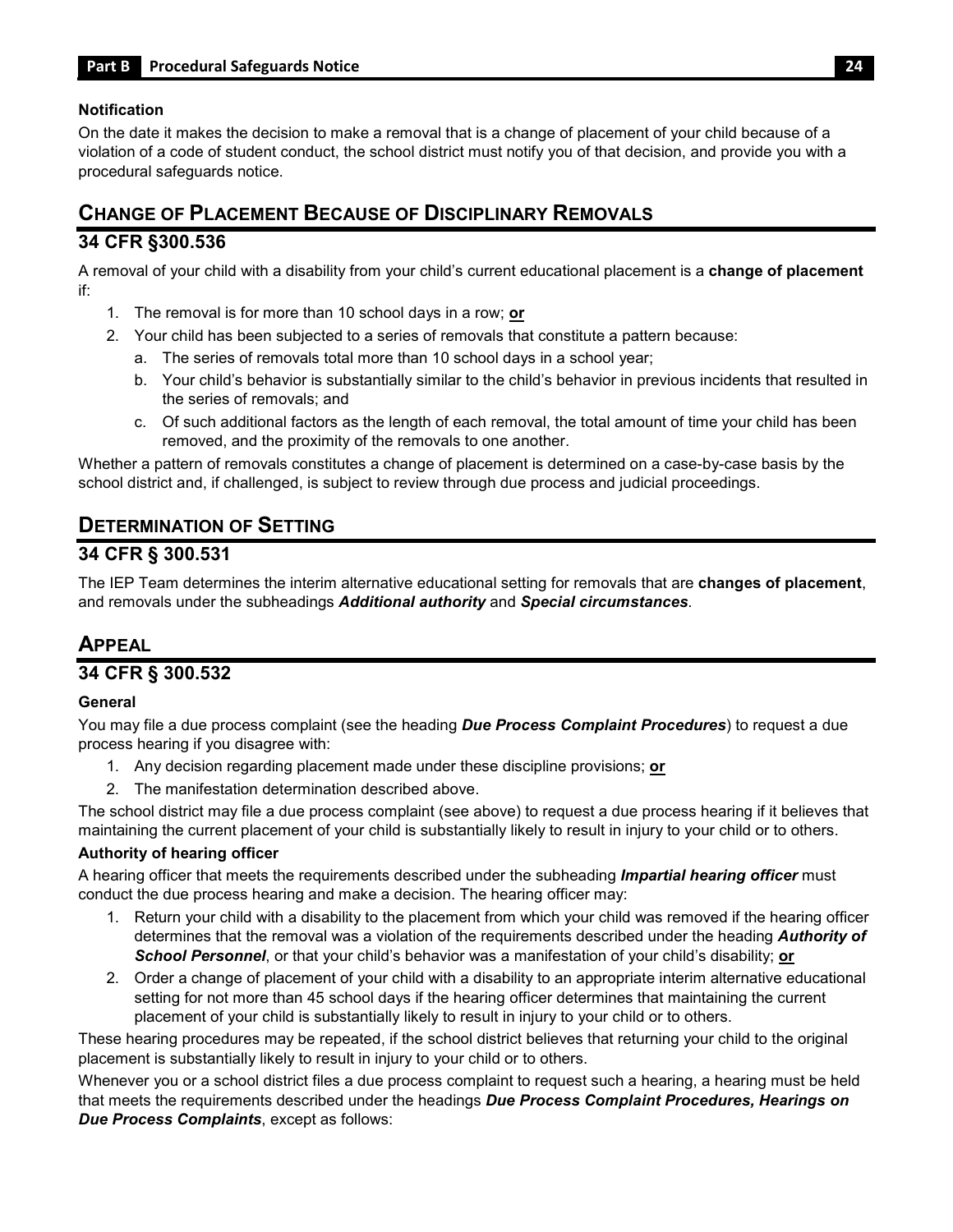**Notification**

On the date it makes the decision to make a removal that is a change of placement of your child because of a violation of a code of student conduct, the school district must notify you of that decision, and provide you with a procedural safeguards notice.

## CHANGE OF PLACEMENT BECAUSE OF DISCIPLINARY REMOVALS

## 34 CFR §300.536

A removal of your child with a disability from your child's current educational placement is a **change of placement** if:

1. The removal is for more than 10 school days in a row; **or**
2. Your child has been subjected to a series of removals that constitute a pattern because:
   a. The series of removals total more than 10 school days in a school year;
   b. Your child's behavior is substantially similar to the child's behavior in previous incidents that resulted in the series of removals; and
   c. Of such additional factors as the length of each removal, the total amount of time your child has been removed, and the proximity of the removals to one another.

Whether a pattern of removals constitutes a change of placement is determined on a case-by-case basis by the school district and, if challenged, is subject to review through due process and judicial proceedings.

## DETERMINATION OF SETTING

## 34 CFR § 300.531

The IEP Team determines the interim alternative educational setting for removals that are **changes of placement**, and removals under the subheadings ***Additional authority*** and ***Special circumstances***.

## APPEAL

## 34 CFR § 300.532

**General**

You may file a due process complaint (see the heading ***Due Process Complaint Procedures***) to request a due process hearing if you disagree with:

1. Any decision regarding placement made under these discipline provisions; **or**
2. The manifestation determination described above.

The school district may file a due process complaint (see above) to request a due process hearing if it believes that maintaining the current placement of your child is substantially likely to result in injury to your child or to others.

**Authority of hearing officer**

A hearing officer that meets the requirements described under the subheading ***Impartial hearing officer*** must conduct the due process hearing and make a decision. The hearing officer may:

1. Return your child with a disability to the placement from which your child was removed if the hearing officer determines that the removal was a violation of the requirements described under the heading ***Authority of School Personnel***, or that your child's behavior was a manifestation of your child's disability; **or**
2. Order a change of placement of your child with a disability to an appropriate interim alternative educational setting for not more than 45 school days if the hearing officer determines that maintaining the current placement of your child is substantially likely to result in injury to your child or to others.

These hearing procedures may be repeated, if the school district believes that returning your child to the original placement is substantially likely to result in injury to your child or to others.

Whenever you or a school district files a due process complaint to request such a hearing, a hearing must be held that meets the requirements described under the headings ***Due Process Complaint Procedures, Hearings on Due Process Complaints***, except as follows: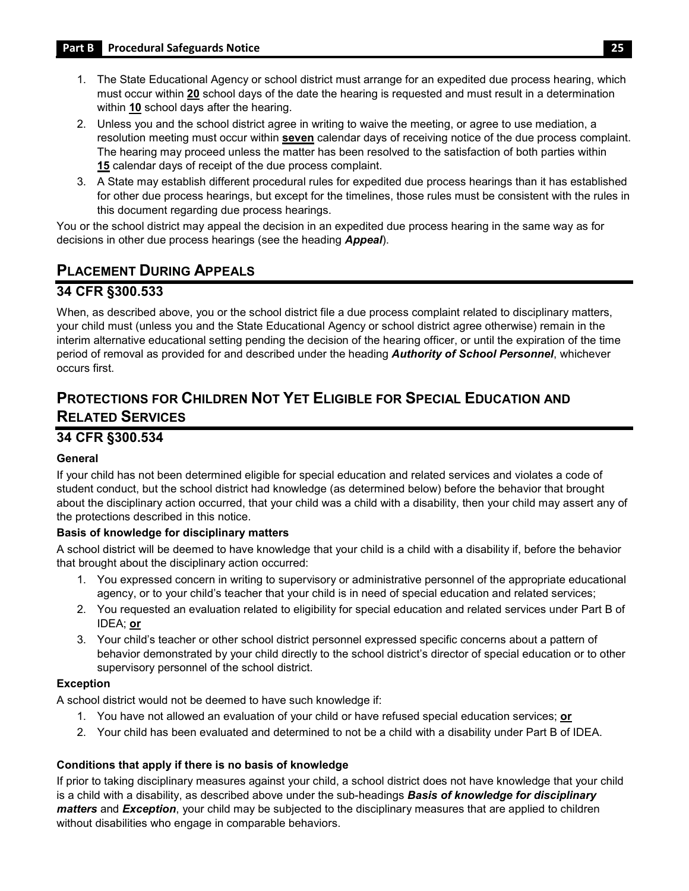1. The State Educational Agency or school district must arrange for an expedited due process hearing, which must occur within **20** school days of the date the hearing is requested and must result in a determination within **10** school days after the hearing.
2. Unless you and the school district agree in writing to waive the meeting, or agree to use mediation, a resolution meeting must occur within **seven** calendar days of receiving notice of the due process complaint. The hearing may proceed unless the matter has been resolved to the satisfaction of both parties within **15** calendar days of receipt of the due process complaint.
3. A State may establish different procedural rules for expedited due process hearings than it has established for other due process hearings, but except for the timelines, those rules must be consistent with the rules in this document regarding due process hearings.

You or the school district may appeal the decision in an expedited due process hearing in the same way as for decisions in other due process hearings (see the heading ***Appeal***).

## Placement During Appeals

## 34 CFR §300.533

When, as described above, you or the school district file a due process complaint related to disciplinary matters, your child must (unless you and the State Educational Agency or school district agree otherwise) remain in the interim alternative educational setting pending the decision of the hearing officer, or until the expiration of the time period of removal as provided for and described under the heading ***Authority of School Personnel***, whichever occurs first.

## Protections for Children Not Yet Eligible for Special Education and Related Services

## 34 CFR §300.534

**General**

If your child has not been determined eligible for special education and related services and violates a code of student conduct, but the school district had knowledge (as determined below) before the behavior that brought about the disciplinary action occurred, that your child was a child with a disability, then your child may assert any of the protections described in this notice.

**Basis of knowledge for disciplinary matters**

A school district will be deemed to have knowledge that your child is a child with a disability if, before the behavior that brought about the disciplinary action occurred:

1. You expressed concern in writing to supervisory or administrative personnel of the appropriate educational agency, or to your child's teacher that your child is in need of special education and related services;
2. You requested an evaluation related to eligibility for special education and related services under Part B of IDEA; **or**
3. Your child's teacher or other school district personnel expressed specific concerns about a pattern of behavior demonstrated by your child directly to the school district's director of special education or to other supervisory personnel of the school district.

**Exception**

A school district would not be deemed to have such knowledge if:

1. You have not allowed an evaluation of your child or have refused special education services; **or**
2. Your child has been evaluated and determined to not be a child with a disability under Part B of IDEA.

**Conditions that apply if there is no basis of knowledge**

If prior to taking disciplinary measures against your child, a school district does not have knowledge that your child is a child with a disability, as described above under the sub-headings ***Basis of knowledge for disciplinary matters*** and ***Exception***, your child may be subjected to the disciplinary measures that are applied to children without disabilities who engage in comparable behaviors.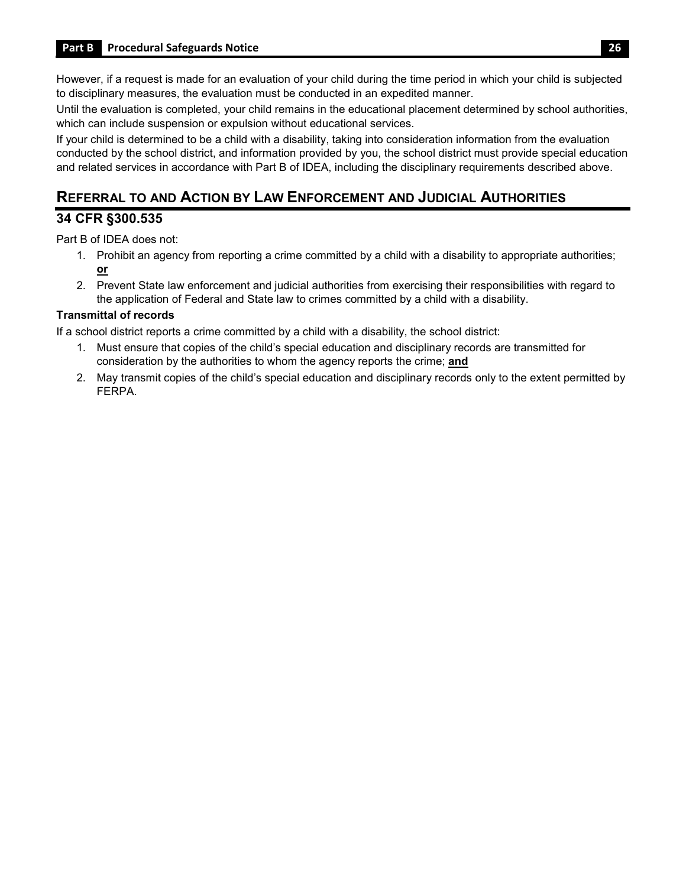However, if a request is made for an evaluation of your child during the time period in which your child is subjected to disciplinary measures, the evaluation must be conducted in an expedited manner.

Until the evaluation is completed, your child remains in the educational placement determined by school authorities, which can include suspension or expulsion without educational services.

If your child is determined to be a child with a disability, taking into consideration information from the evaluation conducted by the school district, and information provided by you, the school district must provide special education and related services in accordance with Part B of IDEA, including the disciplinary requirements described above.

## REFERRAL TO AND ACTION BY LAW ENFORCEMENT AND JUDICIAL AUTHORITIES

### 34 CFR §300.535

Part B of IDEA does not:

1. Prohibit an agency from reporting a crime committed by a child with a disability to appropriate authorities; **or**
2. Prevent State law enforcement and judicial authorities from exercising their responsibilities with regard to the application of Federal and State law to crimes committed by a child with a disability.

**Transmittal of records**

If a school district reports a crime committed by a child with a disability, the school district:

1. Must ensure that copies of the child's special education and disciplinary records are transmitted for consideration by the authorities to whom the agency reports the crime; **and**
2. May transmit copies of the child's special education and disciplinary records only to the extent permitted by FERPA.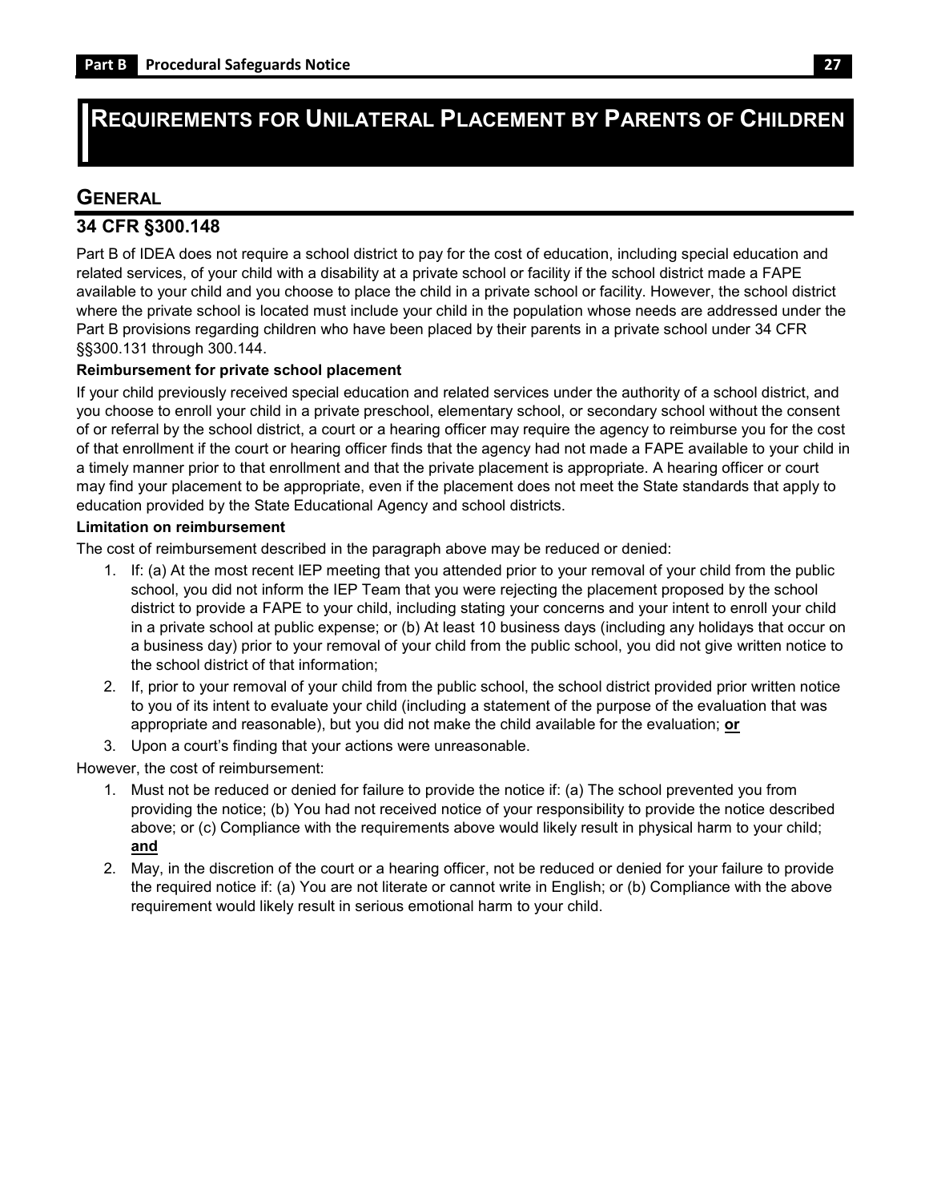# Requirements for Unilateral Placement by Parents of Children

## General

## 34 CFR §300.148

Part B of IDEA does not require a school district to pay for the cost of education, including special education and related services, of your child with a disability at a private school or facility if the school district made a FAPE available to your child and you choose to place the child in a private school or facility. However, the school district where the private school is located must include your child in the population whose needs are addressed under the Part B provisions regarding children who have been placed by their parents in a private school under 34 CFR §§300.131 through 300.144.

**Reimbursement for private school placement**

If your child previously received special education and related services under the authority of a school district, and you choose to enroll your child in a private preschool, elementary school, or secondary school without the consent of or referral by the school district, a court or a hearing officer may require the agency to reimburse you for the cost of that enrollment if the court or hearing officer finds that the agency had not made a FAPE available to your child in a timely manner prior to that enrollment and that the private placement is appropriate. A hearing officer or court may find your placement to be appropriate, even if the placement does not meet the State standards that apply to education provided by the State Educational Agency and school districts.

**Limitation on reimbursement**

The cost of reimbursement described in the paragraph above may be reduced or denied:

1. If: (a) At the most recent IEP meeting that you attended prior to your removal of your child from the public school, you did not inform the IEP Team that you were rejecting the placement proposed by the school district to provide a FAPE to your child, including stating your concerns and your intent to enroll your child in a private school at public expense; or (b) At least 10 business days (including any holidays that occur on a business day) prior to your removal of your child from the public school, you did not give written notice to the school district of that information;
2. If, prior to your removal of your child from the public school, the school district provided prior written notice to you of its intent to evaluate your child (including a statement of the purpose of the evaluation that was appropriate and reasonable), but you did not make the child available for the evaluation; **or**
3. Upon a court's finding that your actions were unreasonable.

However, the cost of reimbursement:

1. Must not be reduced or denied for failure to provide the notice if: (a) The school prevented you from providing the notice; (b) You had not received notice of your responsibility to provide the notice described above; or (c) Compliance with the requirements above would likely result in physical harm to your child; **and**
2. May, in the discretion of the court or a hearing officer, not be reduced or denied for your failure to provide the required notice if: (a) You are not literate or cannot write in English; or (b) Compliance with the above requirement would likely result in serious emotional harm to your child.